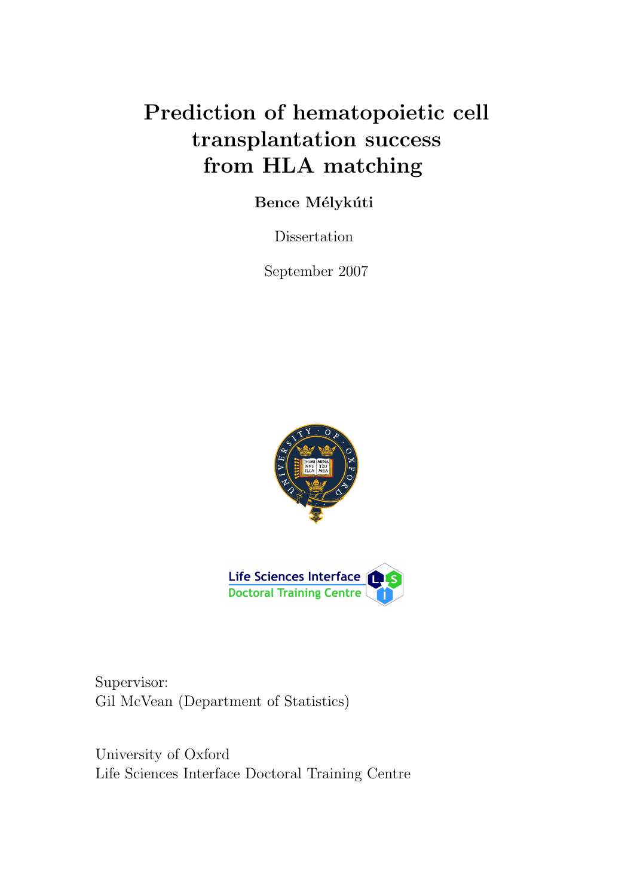# Prediction of hematopoietic cell transplantation success from HLA matching

**Bence Mélykúti**

Dissertation

September 2007

Supervisor:
Gil McVean (Department of Statistics)

University of Oxford
Life Sciences Interface Doctoral Training Centre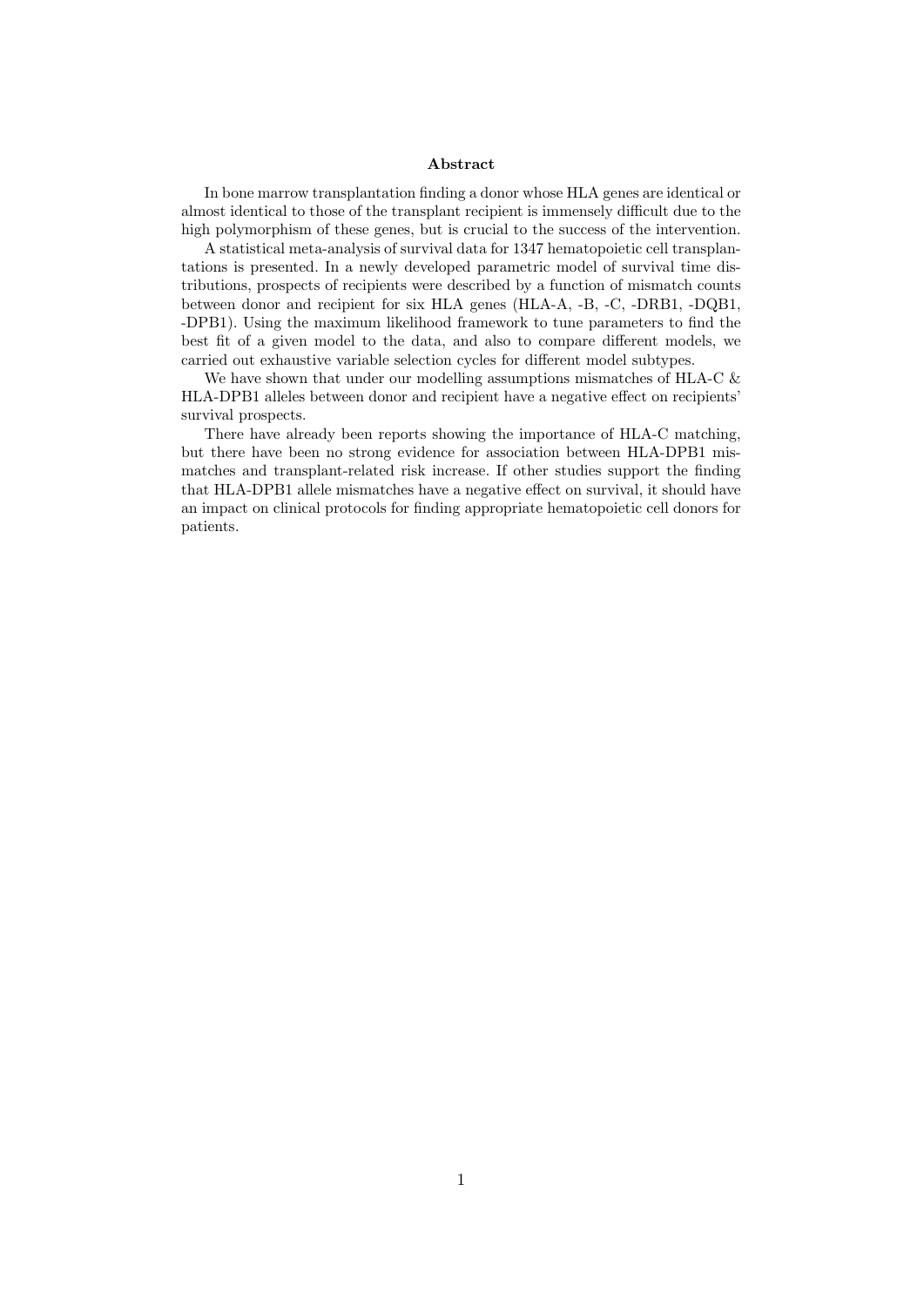**Abstract**

In bone marrow transplantation finding a donor whose HLA genes are identical or almost identical to those of the transplant recipient is immensely difficult due to the high polymorphism of these genes, but is crucial to the success of the intervention.

A statistical meta-analysis of survival data for 1347 hematopoietic cell transplantations is presented. In a newly developed parametric model of survival time distributions, prospects of recipients were described by a function of mismatch counts between donor and recipient for six HLA genes (HLA-A, -B, -C, -DRB1, -DQB1, -DPB1). Using the maximum likelihood framework to tune parameters to find the best fit of a given model to the data, and also to compare different models, we carried out exhaustive variable selection cycles for different model subtypes.

We have shown that under our modelling assumptions mismatches of HLA-C & HLA-DPB1 alleles between donor and recipient have a negative effect on recipients' survival prospects.

There have already been reports showing the importance of HLA-C matching, but there have been no strong evidence for association between HLA-DPB1 mismatches and transplant-related risk increase. If other studies support the finding that HLA-DPB1 allele mismatches have a negative effect on survival, it should have an impact on clinical protocols for finding appropriate hematopoietic cell donors for patients.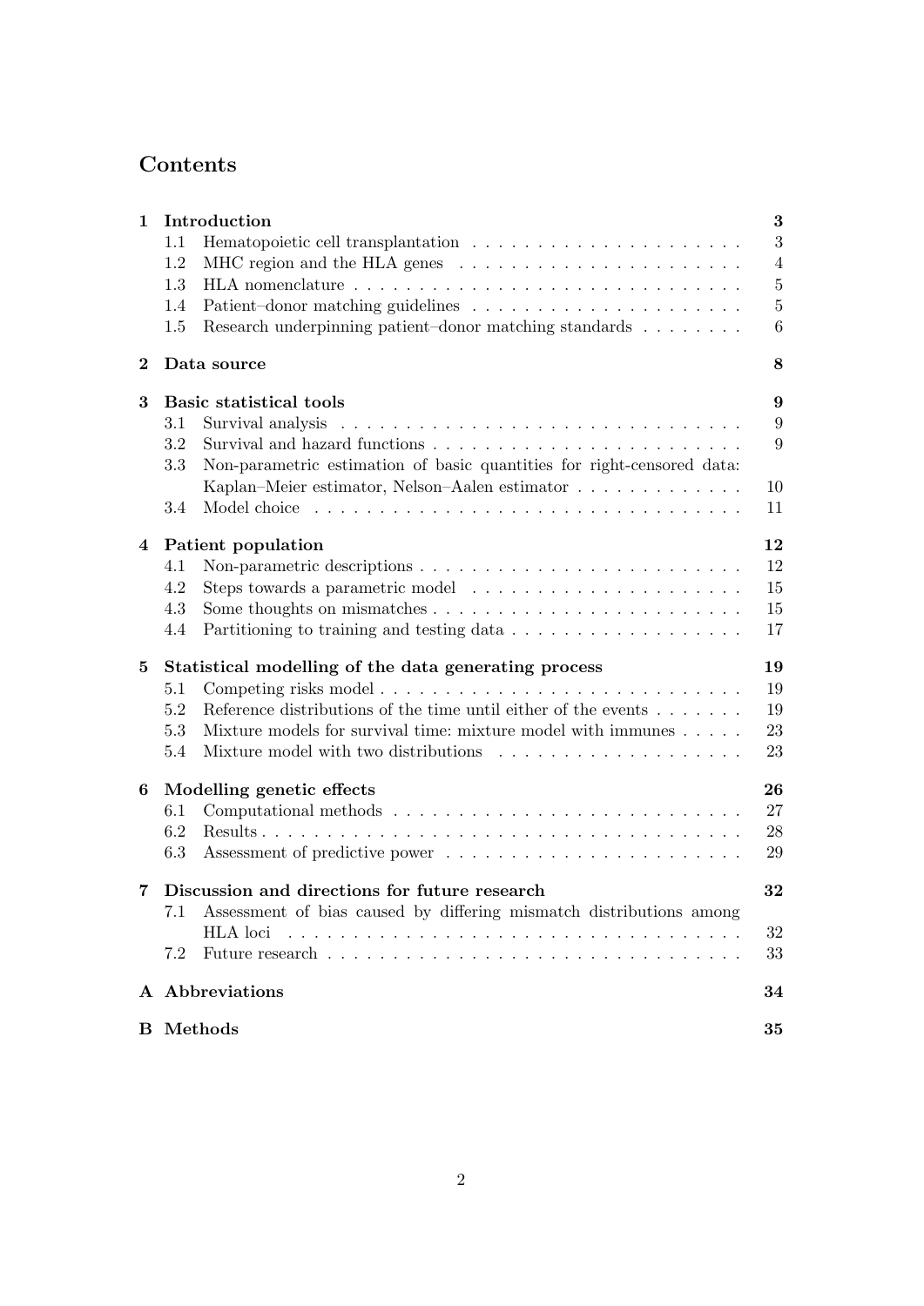# Contents

| | | |
|---|---|---|
| **1** | **Introduction** | **3** |
| 1.1 | Hematopoietic cell transplantation | 3 |
| 1.2 | MHC region and the HLA genes | 4 |
| 1.3 | HLA nomenclature | 5 |
| 1.4 | Patient–donor matching guidelines | 5 |
| 1.5 | Research underpinning patient–donor matching standards | 6 |
| **2** | **Data source** | **8** |
| **3** | **Basic statistical tools** | **9** |
| 3.1 | Survival analysis | 9 |
| 3.2 | Survival and hazard functions | 9 |
| 3.3 | Non-parametric estimation of basic quantities for right-censored data: Kaplan–Meier estimator, Nelson–Aalen estimator | 10 |
| 3.4 | Model choice | 11 |
| **4** | **Patient population** | **12** |
| 4.1 | Non-parametric descriptions | 12 |
| 4.2 | Steps towards a parametric model | 15 |
| 4.3 | Some thoughts on mismatches | 15 |
| 4.4 | Partitioning to training and testing data | 17 |
| **5** | **Statistical modelling of the data generating process** | **19** |
| 5.1 | Competing risks model | 19 |
| 5.2 | Reference distributions of the time until either of the events | 19 |
| 5.3 | Mixture models for survival time: mixture model with immunes | 23 |
| 5.4 | Mixture model with two distributions | 23 |
| **6** | **Modelling genetic effects** | **26** |
| 6.1 | Computational methods | 27 |
| 6.2 | Results | 28 |
| 6.3 | Assessment of predictive power | 29 |
| **7** | **Discussion and directions for future research** | **32** |
| 7.1 | Assessment of bias caused by differing mismatch distributions among HLA loci | 32 |
| 7.2 | Future research | 33 |
| **A** | **Abbreviations** | **34** |
| **B** | **Methods** | **35** |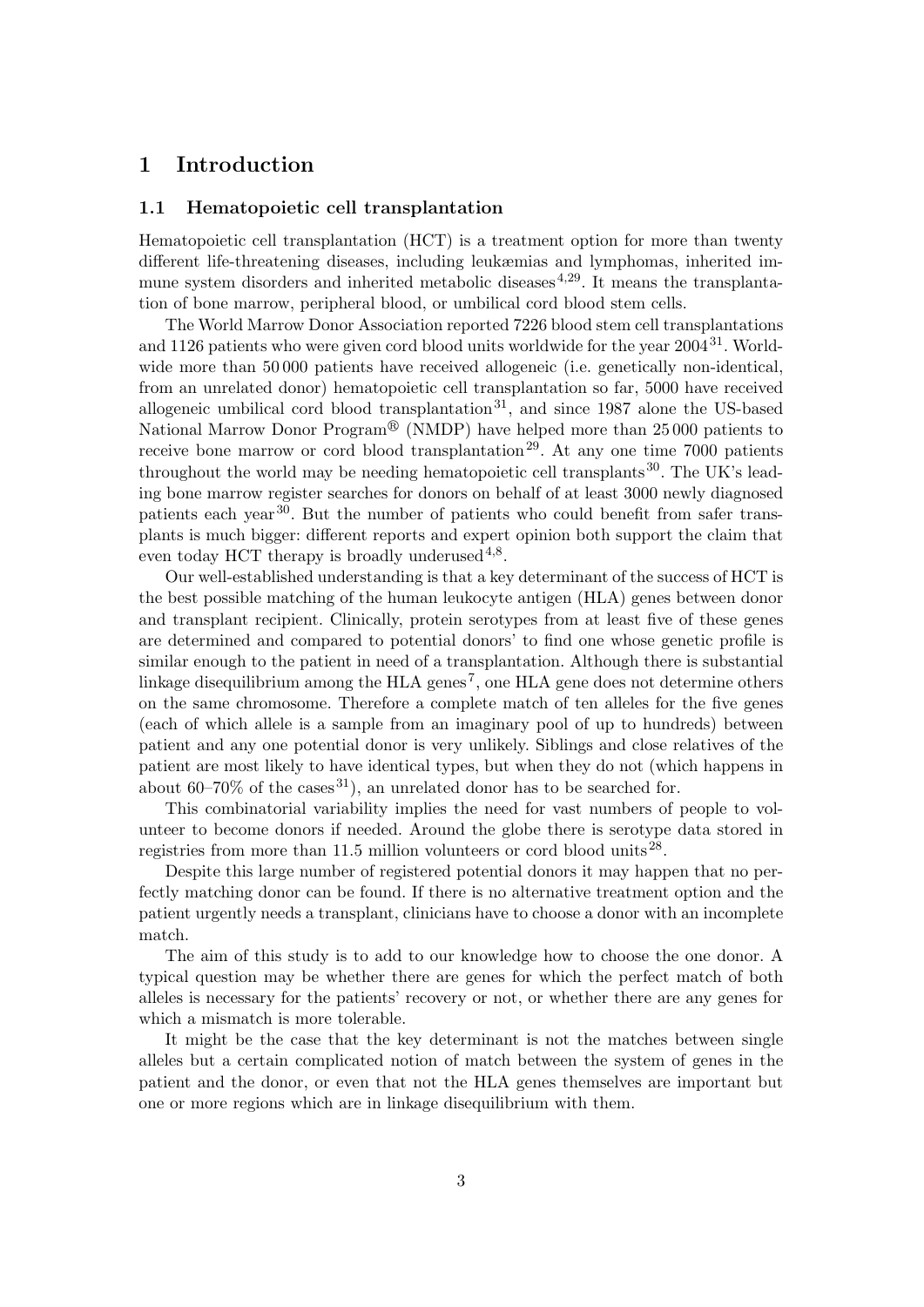# 1 Introduction

## 1.1 Hematopoietic cell transplantation

Hematopoietic cell transplantation (HCT) is a treatment option for more than twenty different life-threatening diseases, including leukæmias and lymphomas, inherited immune system disorders and inherited metabolic diseases[4,29]. It means the transplantation of bone marrow, peripheral blood, or umbilical cord blood stem cells.

The World Marrow Donor Association reported 7226 blood stem cell transplantations and 1126 patients who were given cord blood units worldwide for the year 2004[31]. Worldwide more than 50 000 patients have received allogeneic (i.e. genetically non-identical, from an unrelated donor) hematopoietic cell transplantation so far, 5000 have received allogeneic umbilical cord blood transplantation[31], and since 1987 alone the US-based National Marrow Donor Program® (NMDP) have helped more than 25 000 patients to receive bone marrow or cord blood transplantation[29]. At any one time 7000 patients throughout the world may be needing hematopoietic cell transplants[30]. The UK's leading bone marrow register searches for donors on behalf of at least 3000 newly diagnosed patients each year[30]. But the number of patients who could benefit from safer transplants is much bigger: different reports and expert opinion both support the claim that even today HCT therapy is broadly underused[4,8].

Our well-established understanding is that a key determinant of the success of HCT is the best possible matching of the human leukocyte antigen (HLA) genes between donor and transplant recipient. Clinically, protein serotypes from at least five of these genes are determined and compared to potential donors' to find one whose genetic profile is similar enough to the patient in need of a transplantation. Although there is substantial linkage disequilibrium among the HLA genes[7], one HLA gene does not determine others on the same chromosome. Therefore a complete match of ten alleles for the five genes (each of which allele is a sample from an imaginary pool of up to hundreds) between patient and any one potential donor is very unlikely. Siblings and close relatives of the patient are most likely to have identical types, but when they do not (which happens in about 60–70% of the cases[31]), an unrelated donor has to be searched for.

This combinatorial variability implies the need for vast numbers of people to volunteer to become donors if needed. Around the globe there is serotype data stored in registries from more than 11.5 million volunteers or cord blood units[28].

Despite this large number of registered potential donors it may happen that no perfectly matching donor can be found. If there is no alternative treatment option and the patient urgently needs a transplant, clinicians have to choose a donor with an incomplete match.

The aim of this study is to add to our knowledge how to choose the one donor. A typical question may be whether there are genes for which the perfect match of both alleles is necessary for the patients' recovery or not, or whether there are any genes for which a mismatch is more tolerable.

It might be the case that the key determinant is not the matches between single alleles but a certain complicated notion of match between the system of genes in the patient and the donor, or even that not the HLA genes themselves are important but one or more regions which are in linkage disequilibrium with them.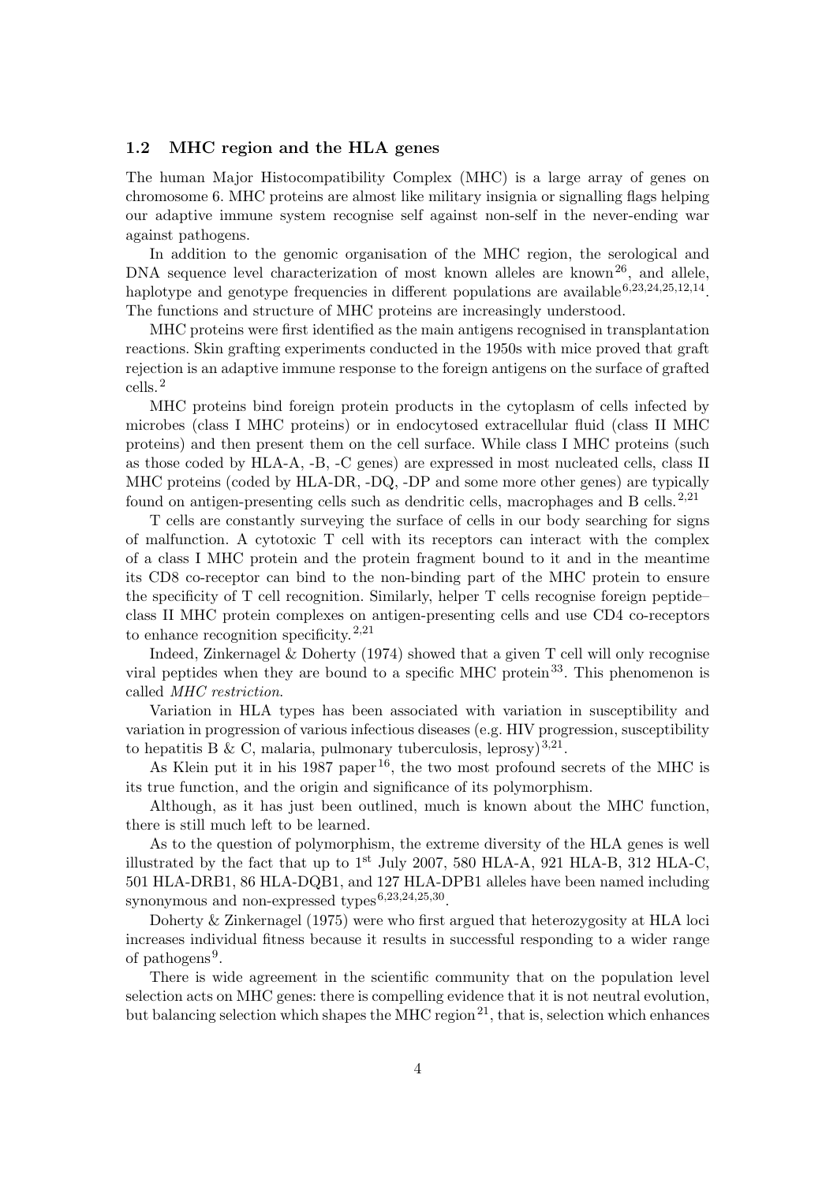## 1.2 MHC region and the HLA genes

The human Major Histocompatibility Complex (MHC) is a large array of genes on chromosome 6. MHC proteins are almost like military insignia or signalling flags helping our adaptive immune system recognise self against non-self in the never-ending war against pathogens.

In addition to the genomic organisation of the MHC region, the serological and DNA sequence level characterization of most known alleles are known[26], and allele, haplotype and genotype frequencies in different populations are available[6,23,24,25,12,14]. The functions and structure of MHC proteins are increasingly understood.

MHC proteins were first identified as the main antigens recognised in transplantation reactions. Skin grafting experiments conducted in the 1950s with mice proved that graft rejection is an adaptive immune response to the foreign antigens on the surface of grafted cells.[2]

MHC proteins bind foreign protein products in the cytoplasm of cells infected by microbes (class I MHC proteins) or in endocytosed extracellular fluid (class II MHC proteins) and then present them on the cell surface. While class I MHC proteins (such as those coded by HLA-A, -B, -C genes) are expressed in most nucleated cells, class II MHC proteins (coded by HLA-DR, -DQ, -DP and some more other genes) are typically found on antigen-presenting cells such as dendritic cells, macrophages and B cells.[2,21]

T cells are constantly surveying the surface of cells in our body searching for signs of malfunction. A cytotoxic T cell with its receptors can interact with the complex of a class I MHC protein and the protein fragment bound to it and in the meantime its CD8 co-receptor can bind to the non-binding part of the MHC protein to ensure the specificity of T cell recognition. Similarly, helper T cells recognise foreign peptide–class II MHC protein complexes on antigen-presenting cells and use CD4 co-receptors to enhance recognition specificity.[2,21]

Indeed, Zinkernagel & Doherty (1974) showed that a given T cell will only recognise viral peptides when they are bound to a specific MHC protein[33]. This phenomenon is called *MHC restriction*.

Variation in HLA types has been associated with variation in susceptibility and variation in progression of various infectious diseases (e.g. HIV progression, susceptibility to hepatitis B & C, malaria, pulmonary tuberculosis, leprosy)[3,21].

As Klein put it in his 1987 paper[16], the two most profound secrets of the MHC is its true function, and the origin and significance of its polymorphism.

Although, as it has just been outlined, much is known about the MHC function, there is still much left to be learned.

As to the question of polymorphism, the extreme diversity of the HLA genes is well illustrated by the fact that up to 1st July 2007, 580 HLA-A, 921 HLA-B, 312 HLA-C, 501 HLA-DRB1, 86 HLA-DQB1, and 127 HLA-DPB1 alleles have been named including synonymous and non-expressed types[6,23,24,25,30].

Doherty & Zinkernagel (1975) were who first argued that heterozygosity at HLA loci increases individual fitness because it results in successful responding to a wider range of pathogens[9].

There is wide agreement in the scientific community that on the population level selection acts on MHC genes: there is compelling evidence that it is not neutral evolution, but balancing selection which shapes the MHC region[21], that is, selection which enhances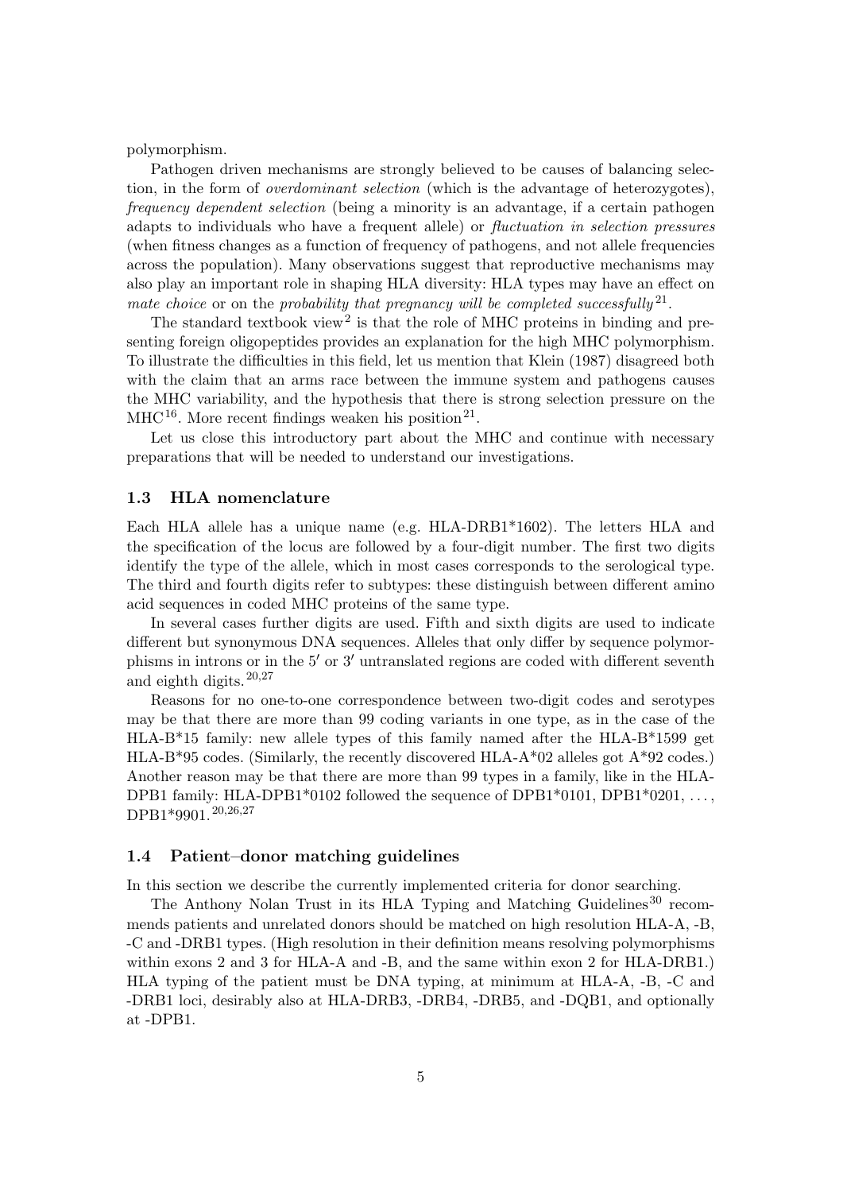polymorphism.

Pathogen driven mechanisms are strongly believed to be causes of balancing selection, in the form of *overdominant selection* (which is the advantage of heterozygotes), *frequency dependent selection* (being a minority is an advantage, if a certain pathogen adapts to individuals who have a frequent allele) or *fluctuation in selection pressures* (when fitness changes as a function of frequency of pathogens, and not allele frequencies across the population). Many observations suggest that reproductive mechanisms may also play an important role in shaping HLA diversity: HLA types may have an effect on *mate choice* or on the *probability that pregnancy will be completed successfully*[21].

The standard textbook view[2] is that the role of MHC proteins in binding and presenting foreign oligopeptides provides an explanation for the high MHC polymorphism. To illustrate the difficulties in this field, let us mention that Klein (1987) disagreed both with the claim that an arms race between the immune system and pathogens causes the MHC variability, and the hypothesis that there is strong selection pressure on the MHC[16]. More recent findings weaken his position[21].

Let us close this introductory part about the MHC and continue with necessary preparations that will be needed to understand our investigations.

### 1.3 HLA nomenclature

Each HLA allele has a unique name (e.g. HLA-DRB1*1602). The letters HLA and the specification of the locus are followed by a four-digit number. The first two digits identify the type of the allele, which in most cases corresponds to the serological type. The third and fourth digits refer to subtypes: these distinguish between different amino acid sequences in coded MHC proteins of the same type.

In several cases further digits are used. Fifth and sixth digits are used to indicate different but synonymous DNA sequences. Alleles that only differ by sequence polymorphisms in introns or in the 5′ or 3′ untranslated regions are coded with different seventh and eighth digits.[20,27]

Reasons for no one-to-one correspondence between two-digit codes and serotypes may be that there are more than 99 coding variants in one type, as in the case of the HLA-B*15 family: new allele types of this family named after the HLA-B*1599 get HLA-B*95 codes. (Similarly, the recently discovered HLA-A*02 alleles got A*92 codes.) Another reason may be that there are more than 99 types in a family, like in the HLA-DPB1 family: HLA-DPB1*0102 followed the sequence of DPB1*0101, DPB1*0201, . . . , DPB1*9901.[20,26,27]

### 1.4 Patient–donor matching guidelines

In this section we describe the currently implemented criteria for donor searching.

The Anthony Nolan Trust in its HLA Typing and Matching Guidelines[30] recommends patients and unrelated donors should be matched on high resolution HLA-A, -B, -C and -DRB1 types. (High resolution in their definition means resolving polymorphisms within exons 2 and 3 for HLA-A and -B, and the same within exon 2 for HLA-DRB1.) HLA typing of the patient must be DNA typing, at minimum at HLA-A, -B, -C and -DRB1 loci, desirably also at HLA-DRB3, -DRB4, -DRB5, and -DQB1, and optionally at -DPB1.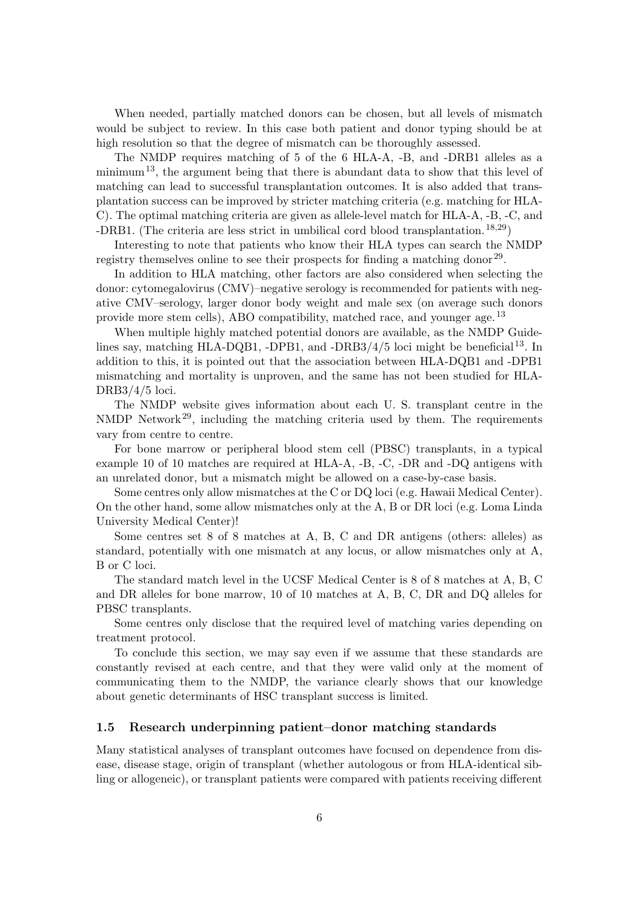When needed, partially matched donors can be chosen, but all levels of mismatch would be subject to review. In this case both patient and donor typing should be at high resolution so that the degree of mismatch can be thoroughly assessed.

The NMDP requires matching of 5 of the 6 HLA-A, -B, and -DRB1 alleles as a minimum[13], the argument being that there is abundant data to show that this level of matching can lead to successful transplantation outcomes. It is also added that transplantation success can be improved by stricter matching criteria (e.g. matching for HLA-C). The optimal matching criteria are given as allele-level match for HLA-A, -B, -C, and -DRB1. (The criteria are less strict in umbilical cord blood transplantation.[18,29])

Interesting to note that patients who know their HLA types can search the NMDP registry themselves online to see their prospects for finding a matching donor[29].

In addition to HLA matching, other factors are also considered when selecting the donor: cytomegalovirus (CMV)–negative serology is recommended for patients with negative CMV–serology, larger donor body weight and male sex (on average such donors provide more stem cells), ABO compatibility, matched race, and younger age.[13]

When multiple highly matched potential donors are available, as the NMDP Guidelines say, matching HLA-DQB1, -DPB1, and -DRB3/4/5 loci might be beneficial[13]. In addition to this, it is pointed out that the association between HLA-DQB1 and -DPB1 mismatching and mortality is unproven, and the same has not been studied for HLA-DRB3/4/5 loci.

The NMDP website gives information about each U. S. transplant centre in the NMDP Network[29], including the matching criteria used by them. The requirements vary from centre to centre.

For bone marrow or peripheral blood stem cell (PBSC) transplants, in a typical example 10 of 10 matches are required at HLA-A, -B, -C, -DR and -DQ antigens with an unrelated donor, but a mismatch might be allowed on a case-by-case basis.

Some centres only allow mismatches at the C or DQ loci (e.g. Hawaii Medical Center). On the other hand, some allow mismatches only at the A, B or DR loci (e.g. Loma Linda University Medical Center)!

Some centres set 8 of 8 matches at A, B, C and DR antigens (others: alleles) as standard, potentially with one mismatch at any locus, or allow mismatches only at A, B or C loci.

The standard match level in the UCSF Medical Center is 8 of 8 matches at A, B, C and DR alleles for bone marrow, 10 of 10 matches at A, B, C, DR and DQ alleles for PBSC transplants.

Some centres only disclose that the required level of matching varies depending on treatment protocol.

To conclude this section, we may say even if we assume that these standards are constantly revised at each centre, and that they were valid only at the moment of communicating them to the NMDP, the variance clearly shows that our knowledge about genetic determinants of HSC transplant success is limited.

### 1.5 Research underpinning patient–donor matching standards

Many statistical analyses of transplant outcomes have focused on dependence from disease, disease stage, origin of transplant (whether autologous or from HLA-identical sibling or allogeneic), or transplant patients were compared with patients receiving different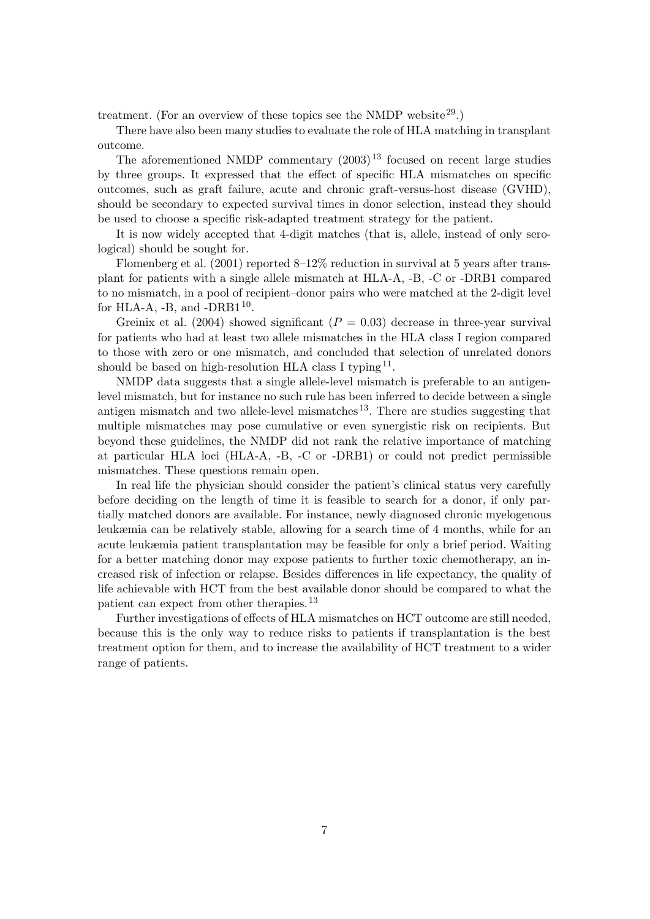treatment. (For an overview of these topics see the NMDP website[29].)

There have also been many studies to evaluate the role of HLA matching in transplant outcome.

The aforementioned NMDP commentary (2003)[13] focused on recent large studies by three groups. It expressed that the effect of specific HLA mismatches on specific outcomes, such as graft failure, acute and chronic graft-versus-host disease (GVHD), should be secondary to expected survival times in donor selection, instead they should be used to choose a specific risk-adapted treatment strategy for the patient.

It is now widely accepted that 4-digit matches (that is, allele, instead of only serological) should be sought for.

Flomenberg et al. (2001) reported 8–12% reduction in survival at 5 years after transplant for patients with a single allele mismatch at HLA-A, -B, -C or -DRB1 compared to no mismatch, in a pool of recipient–donor pairs who were matched at the 2-digit level for HLA-A, -B, and -DRB1[10].

Greinix et al. (2004) showed significant ($P = 0.03$) decrease in three-year survival for patients who had at least two allele mismatches in the HLA class I region compared to those with zero or one mismatch, and concluded that selection of unrelated donors should be based on high-resolution HLA class I typing[11].

NMDP data suggests that a single allele-level mismatch is preferable to an antigen-level mismatch, but for instance no such rule has been inferred to decide between a single antigen mismatch and two allele-level mismatches[13]. There are studies suggesting that multiple mismatches may pose cumulative or even synergistic risk on recipients. But beyond these guidelines, the NMDP did not rank the relative importance of matching at particular HLA loci (HLA-A, -B, -C or -DRB1) or could not predict permissible mismatches. These questions remain open.

In real life the physician should consider the patient's clinical status very carefully before deciding on the length of time it is feasible to search for a donor, if only partially matched donors are available. For instance, newly diagnosed chronic myelogenous leukæmia can be relatively stable, allowing for a search time of 4 months, while for an acute leukæmia patient transplantation may be feasible for only a brief period. Waiting for a better matching donor may expose patients to further toxic chemotherapy, an increased risk of infection or relapse. Besides differences in life expectancy, the quality of life achievable with HCT from the best available donor should be compared to what the patient can expect from other therapies.[13]

Further investigations of effects of HLA mismatches on HCT outcome are still needed, because this is the only way to reduce risks to patients if transplantation is the best treatment option for them, and to increase the availability of HCT treatment to a wider range of patients.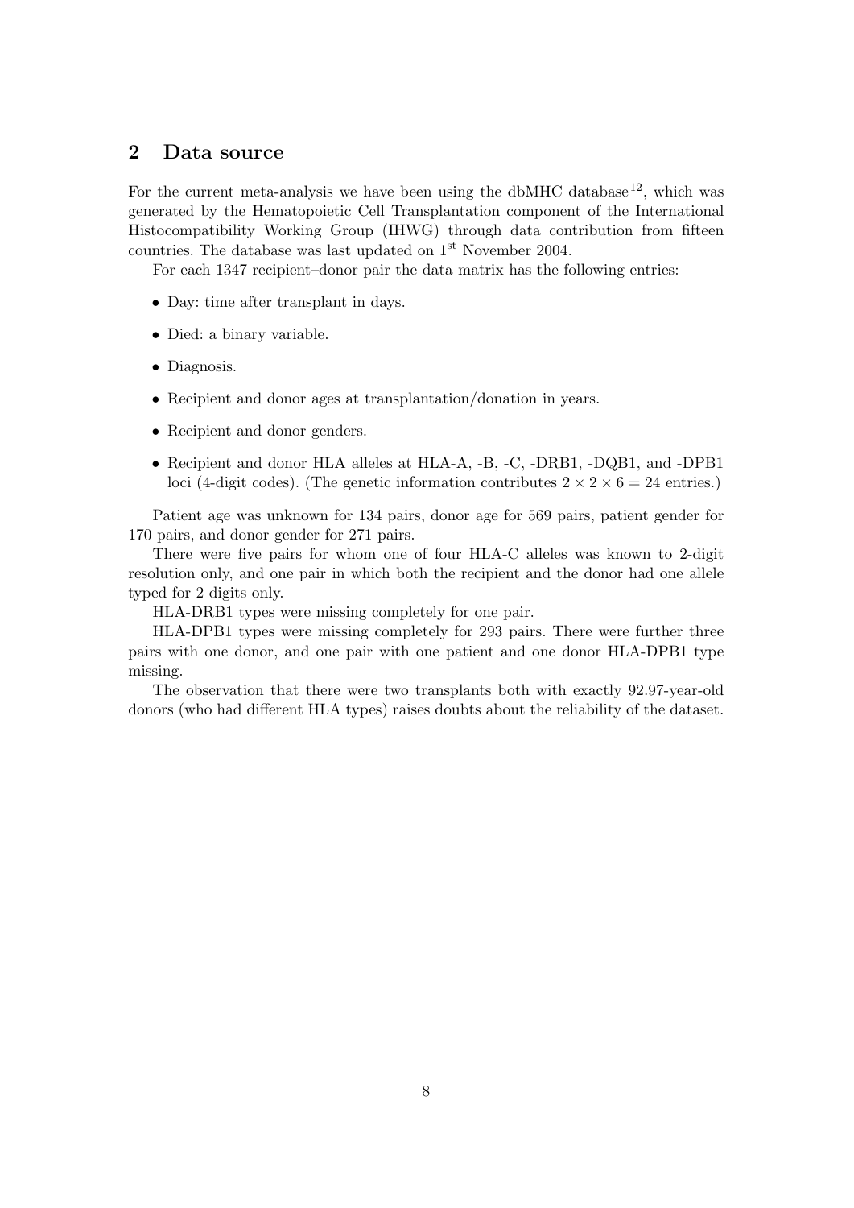## 2 Data source

For the current meta-analysis we have been using the dbMHC database[12], which was generated by the Hematopoietic Cell Transplantation component of the International Histocompatibility Working Group (IHWG) through data contribution from fifteen countries. The database was last updated on 1st November 2004.

For each 1347 recipient–donor pair the data matrix has the following entries:

- Day: time after transplant in days.
- Died: a binary variable.
- Diagnosis.
- Recipient and donor ages at transplantation/donation in years.
- Recipient and donor genders.
- Recipient and donor HLA alleles at HLA-A, -B, -C, -DRB1, -DQB1, and -DPB1 loci (4-digit codes). (The genetic information contributes $2 \times 2 \times 6 = 24$ entries.)

Patient age was unknown for 134 pairs, donor age for 569 pairs, patient gender for 170 pairs, and donor gender for 271 pairs.

There were five pairs for whom one of four HLA-C alleles was known to 2-digit resolution only, and one pair in which both the recipient and the donor had one allele typed for 2 digits only.

HLA-DRB1 types were missing completely for one pair.

HLA-DPB1 types were missing completely for 293 pairs. There were further three pairs with one donor, and one pair with one patient and one donor HLA-DPB1 type missing.

The observation that there were two transplants both with exactly 92.97-year-old donors (who had different HLA types) raises doubts about the reliability of the dataset.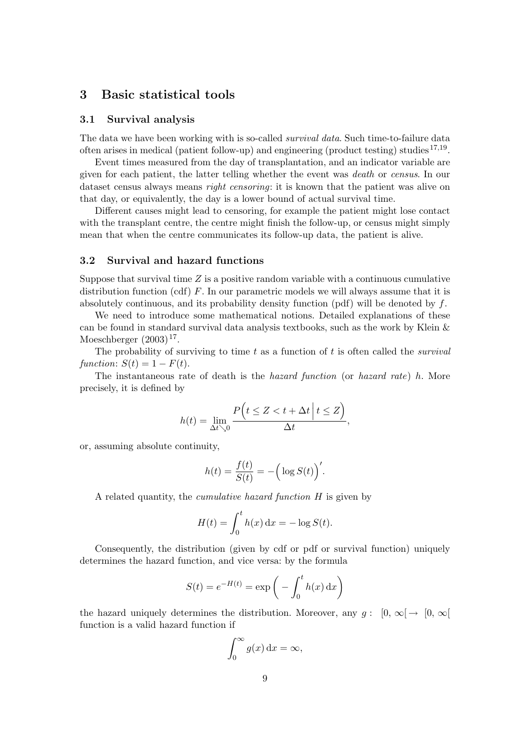# 3 Basic statistical tools

## 3.1 Survival analysis

The data we have been working with is so-called *survival data*. Such time-to-failure data often arises in medical (patient follow-up) and engineering (product testing) studies[17,19].

Event times measured from the day of transplantation, and an indicator variable are given for each patient, the latter telling whether the event was *death* or *census*. In our dataset census always means *right censoring*: it is known that the patient was alive on that day, or equivalently, the day is a lower bound of actual survival time.

Different causes might lead to censoring, for example the patient might lose contact with the transplant centre, the centre might finish the follow-up, or census might simply mean that when the centre communicates its follow-up data, the patient is alive.

## 3.2 Survival and hazard functions

Suppose that survival time $Z$ is a positive random variable with a continuous cumulative distribution function (cdf) $F$. In our parametric models we will always assume that it is absolutely continuous, and its probability density function (pdf) will be denoted by $f$.

We need to introduce some mathematical notions. Detailed explanations of these can be found in standard survival data analysis textbooks, such as the work by Klein & Moeschberger (2003)[17].

The probability of surviving to time $t$ as a function of $t$ is often called the *survival function*: $S(t) = 1 - F(t)$.

The instantaneous rate of death is the *hazard function* (or *hazard rate*) $h$. More precisely, it is defined by

$$h(t) = \lim_{\Delta t \searrow 0} \frac{P\Big(t \le Z < t + \Delta t \,\Big|\, t \le Z\Big)}{\Delta t},$$

or, assuming absolute continuity,

$$h(t) = \frac{f(t)}{S(t)} = -\Big(\log S(t)\Big)'.$$

A related quantity, the *cumulative hazard function* $H$ is given by

$$H(t) = \int_0^t h(x)\,\mathrm{d}x = -\log S(t).$$

Consequently, the distribution (given by cdf or pdf or survival function) uniquely determines the hazard function, and vice versa: by the formula

$$S(t) = e^{-H(t)} = \exp\bigg(-\int_0^t h(x)\,\mathrm{d}x\bigg)$$

the hazard uniquely determines the distribution. Moreover, any $g: \; [0, \infty[ \to \; [0, \infty[$ function is a valid hazard function if

$$\int_0^\infty g(x)\,\mathrm{d}x = \infty,$$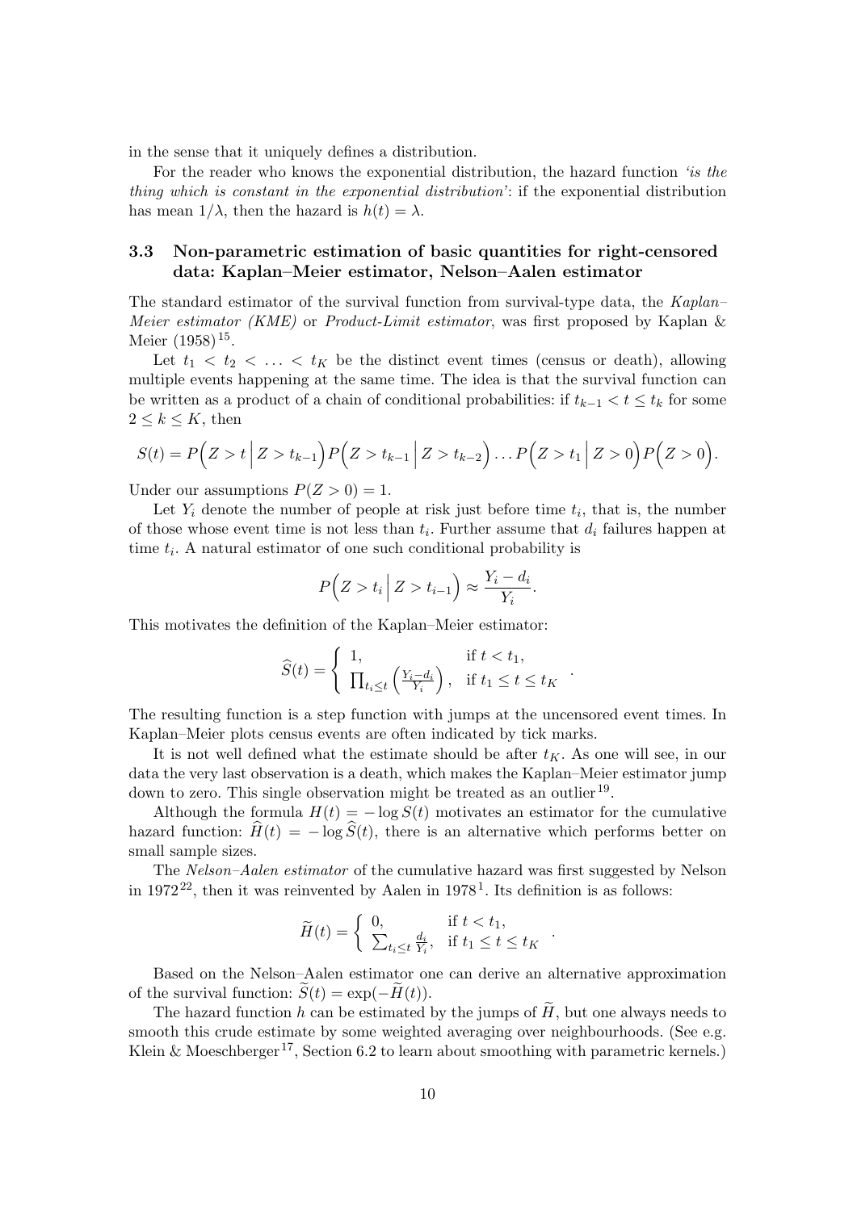in the sense that it uniquely defines a distribution.

For the reader who knows the exponential distribution, the hazard function *'is the thing which is constant in the exponential distribution'*: if the exponential distribution has mean $1/\lambda$, then the hazard is $h(t) = \lambda$.

### 3.3 Non-parametric estimation of basic quantities for right-censored data: Kaplan–Meier estimator, Nelson–Aalen estimator

The standard estimator of the survival function from survival-type data, the *Kaplan–Meier estimator (KME)* or *Product-Limit estimator*, was first proposed by Kaplan & Meier (1958)[15].

Let $t_1 < t_2 < \ldots < t_K$ be the distinct event times (census or death), allowing multiple events happening at the same time. The idea is that the survival function can be written as a product of a chain of conditional probabilities: if $t_{k-1} < t \leq t_k$ for some $2 \leq k \leq K$, then

$$S(t) = P\Big(Z > t \,\Big|\, Z > t_{k-1}\Big) P\Big(Z > t_{k-1} \,\Big|\, Z > t_{k-2}\Big) \ldots P\Big(Z > t_1 \,\Big|\, Z > 0\Big) P\Big(Z > 0\Big).$$

Under our assumptions $P(Z > 0) = 1$.

Let $Y_i$ denote the number of people at risk just before time $t_i$, that is, the number of those whose event time is not less than $t_i$. Further assume that $d_i$ failures happen at time $t_i$. A natural estimator of one such conditional probability is

$$P\Big(Z > t_i \,\Big|\, Z > t_{i-1}\Big) \approx \frac{Y_i - d_i}{Y_i}.$$

This motivates the definition of the Kaplan–Meier estimator:

$$\widehat{S}(t) = \begin{cases} 1, & \text{if } t < t_1, \\ \prod_{t_i \leq t} \left(\frac{Y_i - d_i}{Y_i}\right), & \text{if } t_1 \leq t \leq t_K \end{cases}.$$

The resulting function is a step function with jumps at the uncensored event times. In Kaplan–Meier plots census events are often indicated by tick marks.

It is not well defined what the estimate should be after $t_K$. As one will see, in our data the very last observation is a death, which makes the Kaplan–Meier estimator jump down to zero. This single observation might be treated as an outlier[19].

Although the formula $H(t) = -\log S(t)$ motivates an estimator for the cumulative hazard function: $\widehat{H}(t) = -\log \widehat{S}(t)$, there is an alternative which performs better on small sample sizes.

The *Nelson–Aalen estimator* of the cumulative hazard was first suggested by Nelson in 1972[22], then it was reinvented by Aalen in 1978[1]. Its definition is as follows:

$$\widetilde{H}(t) = \begin{cases} 0, & \text{if } t < t_1, \\ \sum_{t_i \leq t} \frac{d_i}{Y_i}, & \text{if } t_1 \leq t \leq t_K \end{cases}.$$

Based on the Nelson–Aalen estimator one can derive an alternative approximation of the survival function: $\widetilde{S}(t) = \exp(-\widetilde{H}(t))$.

The hazard function $h$ can be estimated by the jumps of $\widetilde{H}$, but one always needs to smooth this crude estimate by some weighted averaging over neighbourhoods. (See e.g. Klein & Moeschberger[17], Section 6.2 to learn about smoothing with parametric kernels.)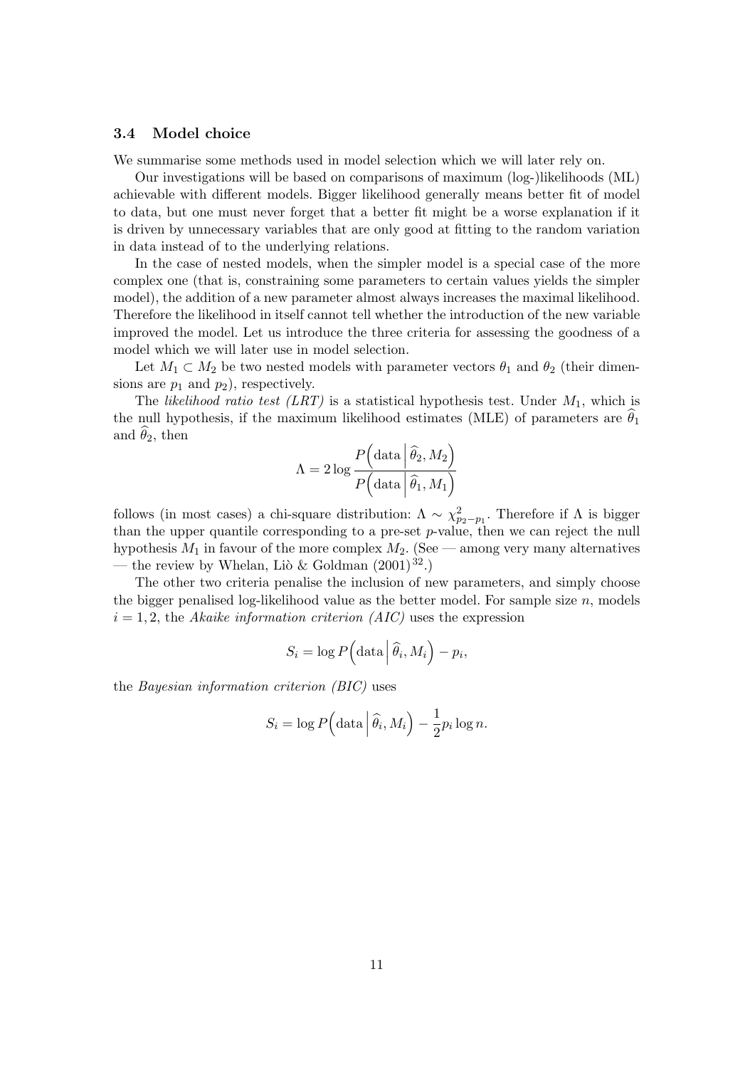### 3.4 Model choice

We summarise some methods used in model selection which we will later rely on.

Our investigations will be based on comparisons of maximum (log-)likelihoods (ML) achievable with different models. Bigger likelihood generally means better fit of model to data, but one must never forget that a better fit might be a worse explanation if it is driven by unnecessary variables that are only good at fitting to the random variation in data instead of to the underlying relations.

In the case of nested models, when the simpler model is a special case of the more complex one (that is, constraining some parameters to certain values yields the simpler model), the addition of a new parameter almost always increases the maximal likelihood. Therefore the likelihood in itself cannot tell whether the introduction of the new variable improved the model. Let us introduce the three criteria for assessing the goodness of a model which we will later use in model selection.

Let $M_1 \subset M_2$ be two nested models with parameter vectors $\theta_1$ and $\theta_2$ (their dimensions are $p_1$ and $p_2$), respectively.

The *likelihood ratio test (LRT)* is a statistical hypothesis test. Under $M_1$, which is the null hypothesis, if the maximum likelihood estimates (MLE) of parameters are $\widehat{\theta}_1$ and $\widehat{\theta}_2$, then

$$\Lambda = 2 \log \frac{P\Big(\text{data} \,\Big|\, \widehat{\theta}_2, M_2\Big)}{P\Big(\text{data} \,\Big|\, \widehat{\theta}_1, M_1\Big)}$$

follows (in most cases) a chi-square distribution: $\Lambda \sim \chi^2_{p_2 - p_1}$. Therefore if $\Lambda$ is bigger than the upper quantile corresponding to a pre-set $p$-value, then we can reject the null hypothesis $M_1$ in favour of the more complex $M_2$. (See — among very many alternatives — the review by Whelan, Liò & Goldman (2001)[32].)

The other two criteria penalise the inclusion of new parameters, and simply choose the bigger penalised log-likelihood value as the better model. For sample size $n$, models $i = 1, 2$, the *Akaike information criterion (AIC)* uses the expression

$$S_i = \log P\Big(\text{data} \,\Big|\, \widehat{\theta}_i, M_i\Big) - p_i,$$

the *Bayesian information criterion (BIC)* uses

$$S_i = \log P\Big(\text{data} \,\Big|\, \widehat{\theta}_i, M_i\Big) - \frac{1}{2} p_i \log n.$$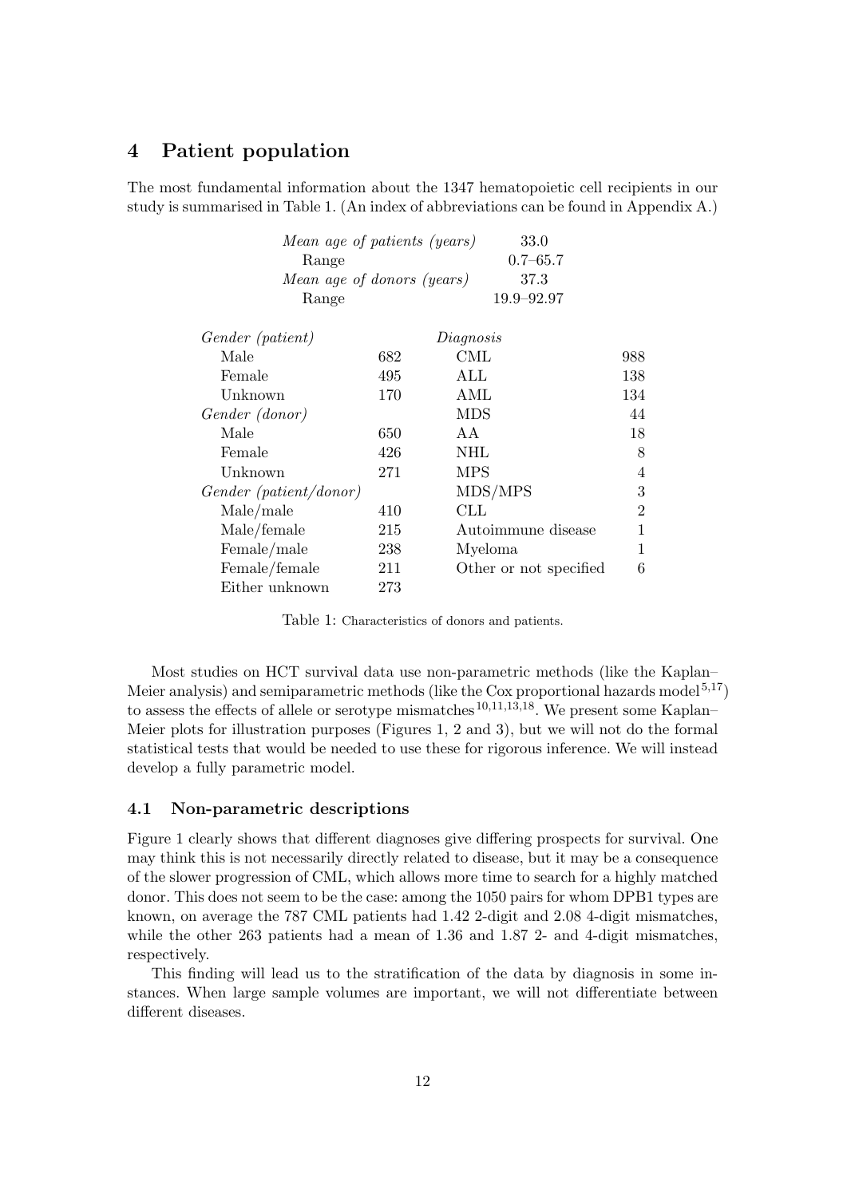## 4 Patient population

The most fundamental information about the 1347 hematopoietic cell recipients in our study is summarised in Table 1. (An index of abbreviations can be found in Appendix A.)

| | |
|---|---|
| *Mean age of patients (years)* | 33.0 |
| Range | 0.7–65.7 |
| *Mean age of donors (years)* | 37.3 |
| Range | 19.9–92.97 |

| | | | |
|---|---|---|---|
| *Gender (patient)* | | *Diagnosis* | |
| Male | 682 | CML | 988 |
| Female | 495 | ALL | 138 |
| Unknown | 170 | AML | 134 |
| *Gender (donor)* | | MDS | 44 |
| Male | 650 | AA | 18 |
| Female | 426 | NHL | 8 |
| Unknown | 271 | MPS | 4 |
| *Gender (patient/donor)* | | MDS/MPS | 3 |
| Male/male | 410 | CLL | 2 |
| Male/female | 215 | Autoimmune disease | 1 |
| Female/male | 238 | Myeloma | 1 |
| Female/female | 211 | Other or not specified | 6 |
| Either unknown | 273 | | |

Table 1: Characteristics of donors and patients.

Most studies on HCT survival data use non-parametric methods (like the Kaplan–Meier analysis) and semiparametric methods (like the Cox proportional hazards model[5,17]) to assess the effects of allele or serotype mismatches[10,11,13,18]. We present some Kaplan–Meier plots for illustration purposes (Figures 1, 2 and 3), but we will not do the formal statistical tests that would be needed to use these for rigorous inference. We will instead develop a fully parametric model.

### 4.1 Non-parametric descriptions

Figure 1 clearly shows that different diagnoses give differing prospects for survival. One may think this is not necessarily directly related to disease, but it may be a consequence of the slower progression of CML, which allows more time to search for a highly matched donor. This does not seem to be the case: among the 1050 pairs for whom DPB1 types are known, on average the 787 CML patients had 1.42 2-digit and 2.08 4-digit mismatches, while the other 263 patients had a mean of 1.36 and 1.87 2- and 4-digit mismatches, respectively.

This finding will lead us to the stratification of the data by diagnosis in some instances. When large sample volumes are important, we will not differentiate between different diseases.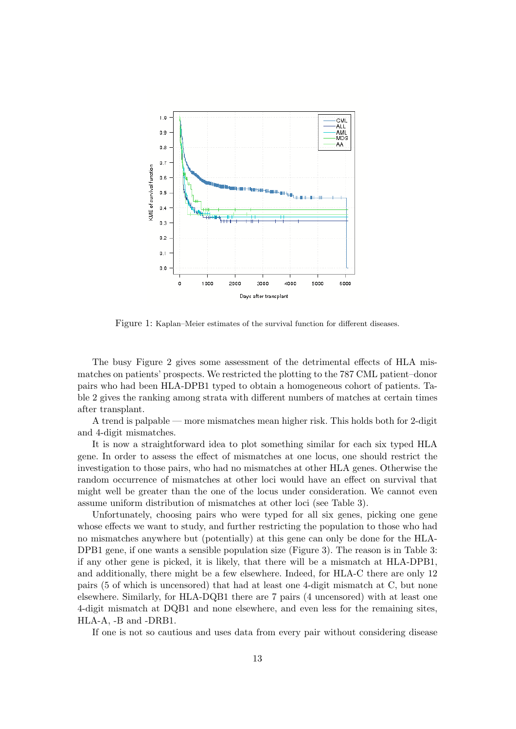Figure 1: Kaplan–Meier estimates of the survival function for different diseases.

The busy Figure 2 gives some assessment of the detrimental effects of HLA mismatches on patients' prospects. We restricted the plotting to the 787 CML patient–donor pairs who had been HLA-DPB1 typed to obtain a homogeneous cohort of patients. Table 2 gives the ranking among strata with different numbers of matches at certain times after transplant.

A trend is palpable — more mismatches mean higher risk. This holds both for 2-digit and 4-digit mismatches.

It is now a straightforward idea to plot something similar for each six typed HLA gene. In order to assess the effect of mismatches at one locus, one should restrict the investigation to those pairs, who had no mismatches at other HLA genes. Otherwise the random occurrence of mismatches at other loci would have an effect on survival that might well be greater than the one of the locus under consideration. We cannot even assume uniform distribution of mismatches at other loci (see Table 3).

Unfortunately, choosing pairs who were typed for all six genes, picking one gene whose effects we want to study, and further restricting the population to those who had no mismatches anywhere but (potentially) at this gene can only be done for the HLA-DPB1 gene, if one wants a sensible population size (Figure 3). The reason is in Table 3: if any other gene is picked, it is likely, that there will be a mismatch at HLA-DPB1, and additionally, there might be a few elsewhere. Indeed, for HLA-C there are only 12 pairs (5 of which is uncensored) that had at least one 4-digit mismatch at C, but none elsewhere. Similarly, for HLA-DQB1 there are 7 pairs (4 uncensored) with at least one 4-digit mismatch at DQB1 and none elsewhere, and even less for the remaining sites, HLA-A, -B and -DRB1.

If one is not so cautious and uses data from every pair without considering disease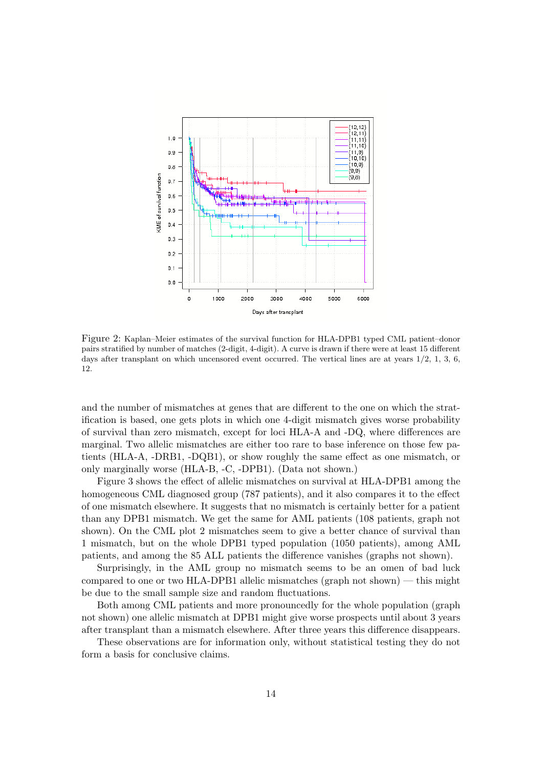Figure 2: Kaplan–Meier estimates of the survival function for HLA-DPB1 typed CML patient–donor pairs stratified by number of matches (2-digit, 4-digit). A curve is drawn if there were at least 15 different days after transplant on which uncensored event occurred. The vertical lines are at years 1/2, 1, 3, 6, 12.

and the number of mismatches at genes that are different to the one on which the stratification is based, one gets plots in which one 4-digit mismatch gives worse probability of survival than zero mismatch, except for loci HLA-A and -DQ, where differences are marginal. Two allelic mismatches are either too rare to base inference on those few patients (HLA-A, -DRB1, -DQB1), or show roughly the same effect as one mismatch, or only marginally worse (HLA-B, -C, -DPB1). (Data not shown.)

Figure 3 shows the effect of allelic mismatches on survival at HLA-DPB1 among the homogeneous CML diagnosed group (787 patients), and it also compares it to the effect of one mismatch elsewhere. It suggests that no mismatch is certainly better for a patient than any DPB1 mismatch. We get the same for AML patients (108 patients, graph not shown). On the CML plot 2 mismatches seem to give a better chance of survival than 1 mismatch, but on the whole DPB1 typed population (1050 patients), among AML patients, and among the 85 ALL patients the difference vanishes (graphs not shown).

Surprisingly, in the AML group no mismatch seems to be an omen of bad luck compared to one or two HLA-DPB1 allelic mismatches (graph not shown) — this might be due to the small sample size and random fluctuations.

Both among CML patients and more pronouncedly for the whole population (graph not shown) one allelic mismatch at DPB1 might give worse prospects until about 3 years after transplant than a mismatch elsewhere. After three years this difference disappears.

These observations are for information only, without statistical testing they do not form a basis for conclusive claims.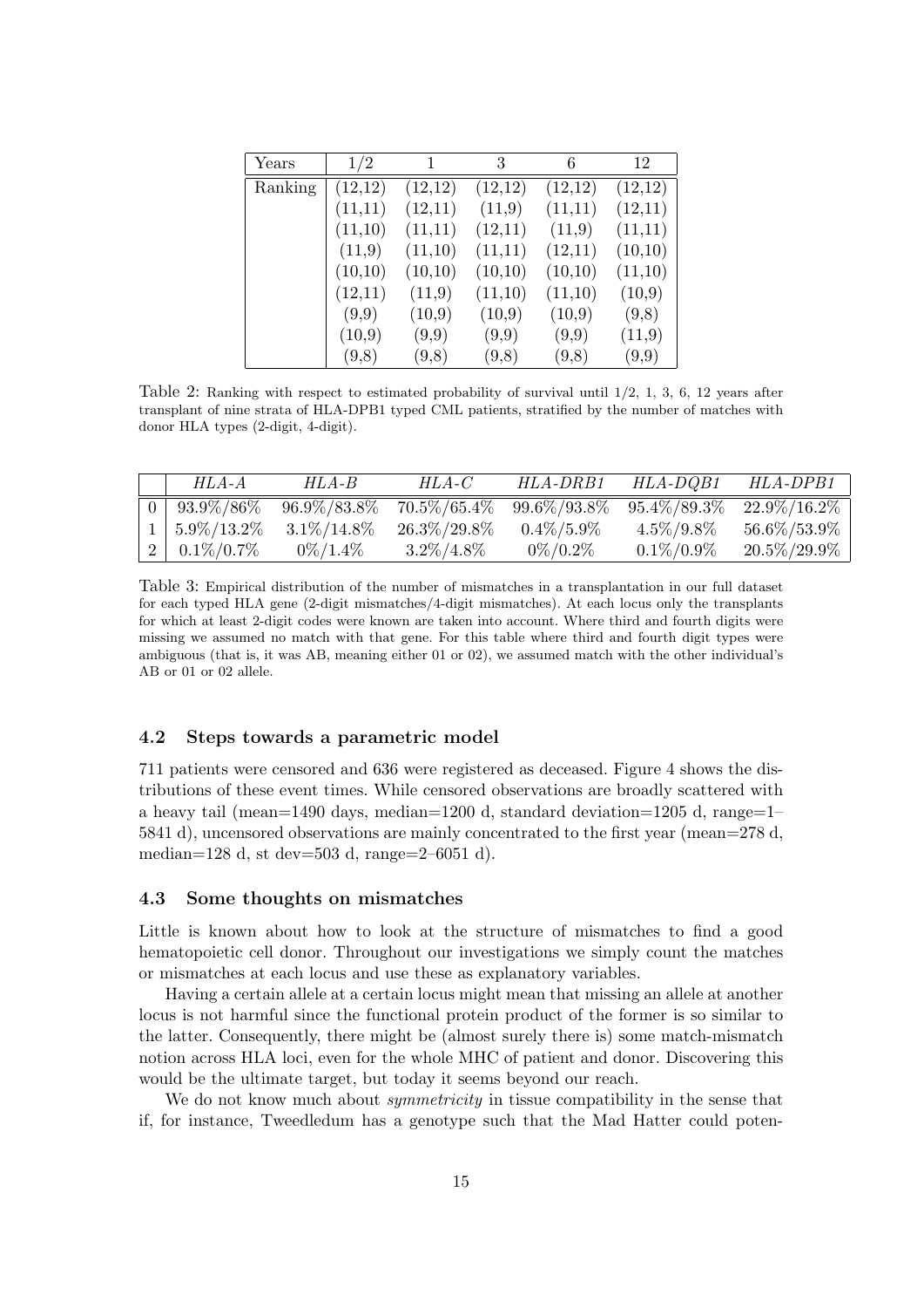| Years | 1/2 | 1 | 3 | 6 | 12 |
|---|---|---|---|---|---|
| Ranking | (12,12) | (12,12) | (12,12) | (12,12) | (12,12) |
| | (11,11) | (12,11) | (11,9) | (11,11) | (12,11) |
| | (11,10) | (11,11) | (12,11) | (11,9) | (11,11) |
| | (11,9) | (11,10) | (11,11) | (12,11) | (10,10) |
| | (10,10) | (10,10) | (10,10) | (10,10) | (11,10) |
| | (12,11) | (11,9) | (11,10) | (11,10) | (10,9) |
| | (9,9) | (10,9) | (10,9) | (10,9) | (9,8) |
| | (10,9) | (9,9) | (9,9) | (9,9) | (11,9) |
| | (9,8) | (9,8) | (9,8) | (9,8) | (9,9) |

Table 2: Ranking with respect to estimated probability of survival until 1/2, 1, 3, 6, 12 years after transplant of nine strata of HLA-DPB1 typed CML patients, stratified by the number of matches with donor HLA types (2-digit, 4-digit).

| | *HLA-A* | *HLA-B* | *HLA-C* | *HLA-DRB1* | *HLA-DQB1* | *HLA-DPB1* |
|---|---|---|---|---|---|---|
| 0 | 93.9%/86% | 96.9%/83.8% | 70.5%/65.4% | 99.6%/93.8% | 95.4%/89.3% | 22.9%/16.2% |
| 1 | 5.9%/13.2% | 3.1%/14.8% | 26.3%/29.8% | 0.4%/5.9% | 4.5%/9.8% | 56.6%/53.9% |
| 2 | 0.1%/0.7% | 0%/1.4% | 3.2%/4.8% | 0%/0.2% | 0.1%/0.9% | 20.5%/29.9% |

Table 3: Empirical distribution of the number of mismatches in a transplantation in our full dataset for each typed HLA gene (2-digit mismatches/4-digit mismatches). At each locus only the transplants for which at least 2-digit codes were known are taken into account. Where third and fourth digits were missing we assumed no match with that gene. For this table where third and fourth digit types were ambiguous (that is, it was AB, meaning either 01 or 02), we assumed match with the other individual's AB or 01 or 02 allele.

### 4.2 Steps towards a parametric model

711 patients were censored and 636 were registered as deceased. Figure 4 shows the distributions of these event times. While censored observations are broadly scattered with a heavy tail (mean=1490 days, median=1200 d, standard deviation=1205 d, range=1–5841 d), uncensored observations are mainly concentrated to the first year (mean=278 d, median=128 d, st dev=503 d, range=2–6051 d).

### 4.3 Some thoughts on mismatches

Little is known about how to look at the structure of mismatches to find a good hematopoietic cell donor. Throughout our investigations we simply count the matches or mismatches at each locus and use these as explanatory variables.

Having a certain allele at a certain locus might mean that missing an allele at another locus is not harmful since the functional protein product of the former is so similar to the latter. Consequently, there might be (almost surely there is) some match-mismatch notion across HLA loci, even for the whole MHC of patient and donor. Discovering this would be the ultimate target, but today it seems beyond our reach.

We do not know much about *symmetricity* in tissue compatibility in the sense that if, for instance, Tweedledum has a genotype such that the Mad Hatter could poten-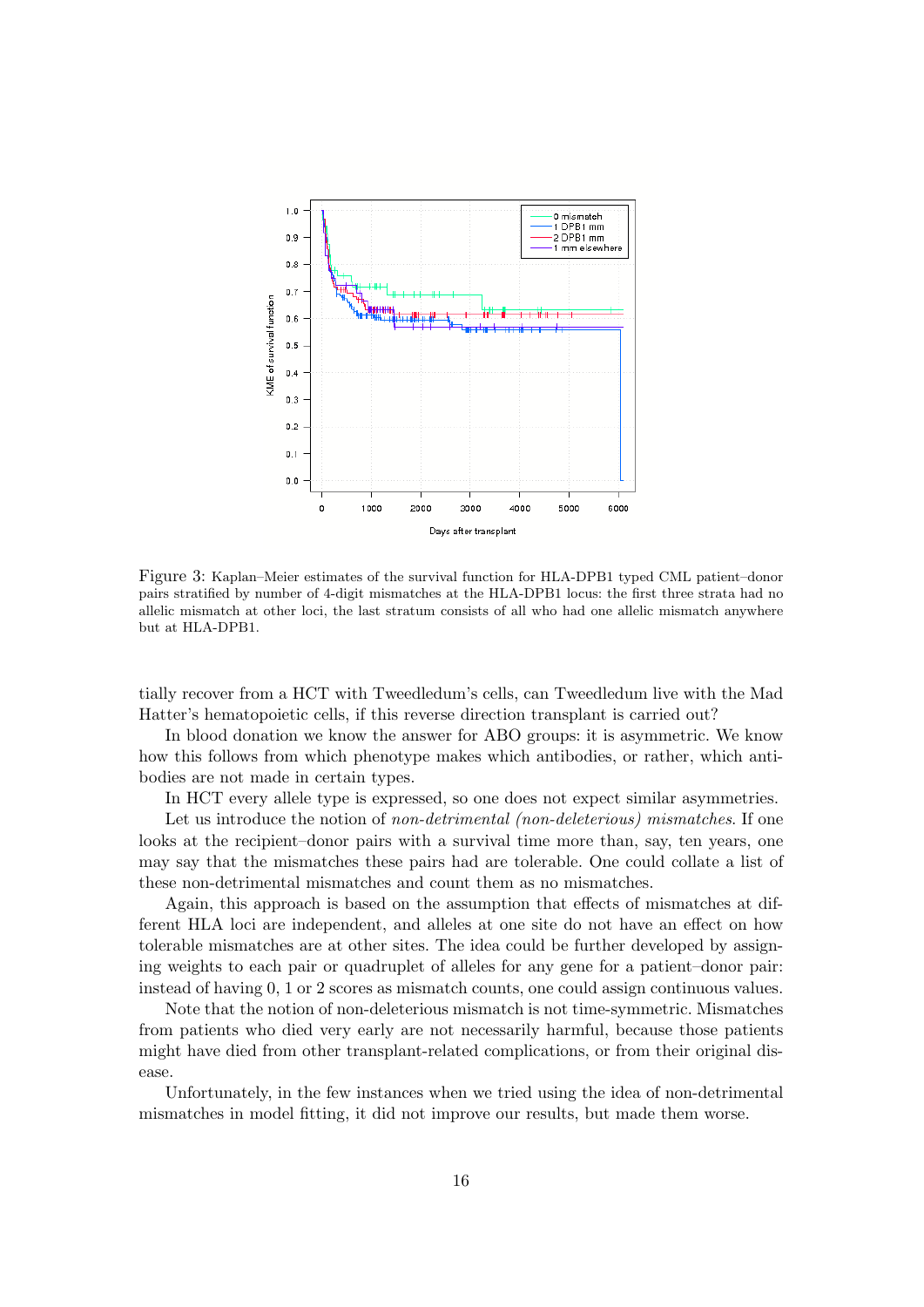Figure 3: Kaplan–Meier estimates of the survival function for HLA-DPB1 typed CML patient–donor pairs stratified by number of 4-digit mismatches at the HLA-DPB1 locus: the first three strata had no allelic mismatch at other loci, the last stratum consists of all who had one allelic mismatch anywhere but at HLA-DPB1.

tially recover from a HCT with Tweedledum's cells, can Tweedledum live with the Mad Hatter's hematopoietic cells, if this reverse direction transplant is carried out?

In blood donation we know the answer for ABO groups: it is asymmetric. We know how this follows from which phenotype makes which antibodies, or rather, which antibodies are not made in certain types.

In HCT every allele type is expressed, so one does not expect similar asymmetries.

Let us introduce the notion of *non-detrimental (non-deleterious) mismatches*. If one looks at the recipient–donor pairs with a survival time more than, say, ten years, one may say that the mismatches these pairs had are tolerable. One could collate a list of these non-detrimental mismatches and count them as no mismatches.

Again, this approach is based on the assumption that effects of mismatches at different HLA loci are independent, and alleles at one site do not have an effect on how tolerable mismatches are at other sites. The idea could be further developed by assigning weights to each pair or quadruplet of alleles for any gene for a patient–donor pair: instead of having 0, 1 or 2 scores as mismatch counts, one could assign continuous values.

Note that the notion of non-deleterious mismatch is not time-symmetric. Mismatches from patients who died very early are not necessarily harmful, because those patients might have died from other transplant-related complications, or from their original disease.

Unfortunately, in the few instances when we tried using the idea of non-detrimental mismatches in model fitting, it did not improve our results, but made them worse.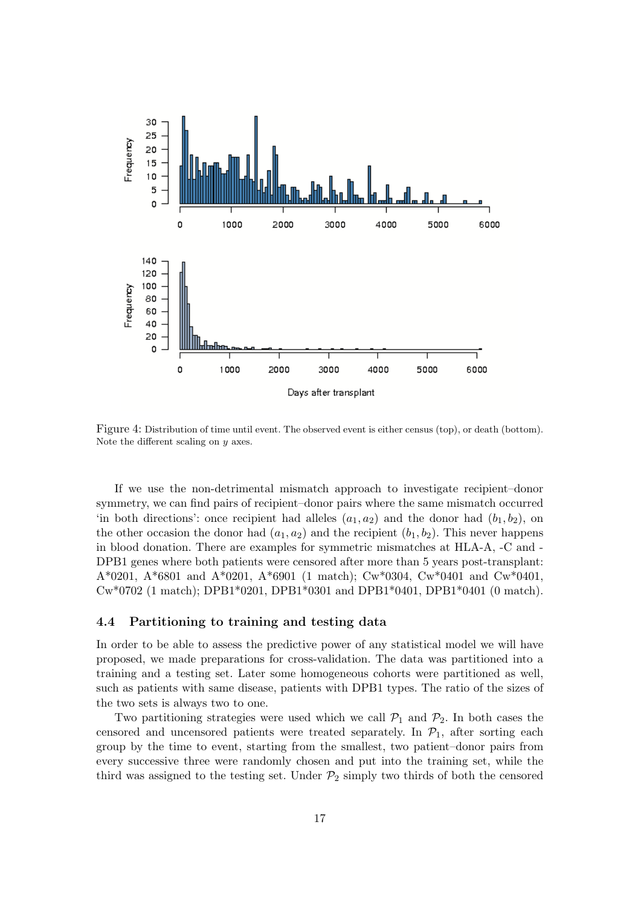Figure 4: Distribution of time until event. The observed event is either census (top), or death (bottom). Note the different scaling on $y$ axes.

If we use the non-detrimental mismatch approach to investigate recipient–donor symmetry, we can find pairs of recipient–donor pairs where the same mismatch occurred 'in both directions': once recipient had alleles $(a_1, a_2)$ and the donor had $(b_1, b_2)$, on the other occasion the donor had $(a_1, a_2)$ and the recipient $(b_1, b_2)$. This never happens in blood donation. There are examples for symmetric mismatches at HLA-A, -C and -DPB1 genes where both patients were censored after more than 5 years post-transplant: A*0201, A*6801 and A*0201, A*6901 (1 match); Cw*0304, Cw*0401 and Cw*0401, Cw*0702 (1 match); DPB1*0201, DPB1*0301 and DPB1*0401, DPB1*0401 (0 match).

### 4.4 Partitioning to training and testing data

In order to be able to assess the predictive power of any statistical model we will have proposed, we made preparations for cross-validation. The data was partitioned into a training and a testing set. Later some homogeneous cohorts were partitioned as well, such as patients with same disease, patients with DPB1 types. The ratio of the sizes of the two sets is always two to one.

Two partitioning strategies were used which we call $\mathcal{P}_1$ and $\mathcal{P}_2$. In both cases the censored and uncensored patients were treated separately. In $\mathcal{P}_1$, after sorting each group by the time to event, starting from the smallest, two patient–donor pairs from every successive three were randomly chosen and put into the training set, while the third was assigned to the testing set. Under $\mathcal{P}_2$ simply two thirds of both the censored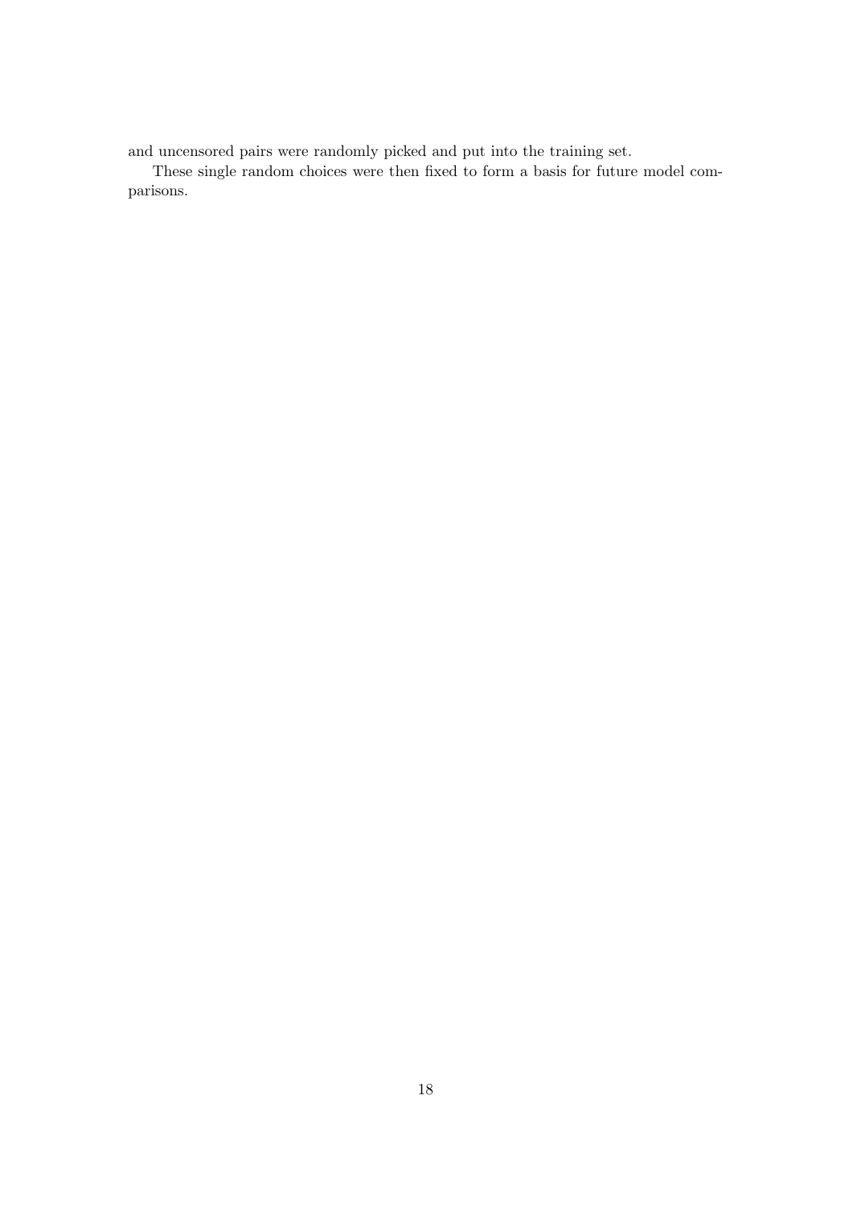and uncensored pairs were randomly picked and put into the training set.

These single random choices were then fixed to form a basis for future model comparisons.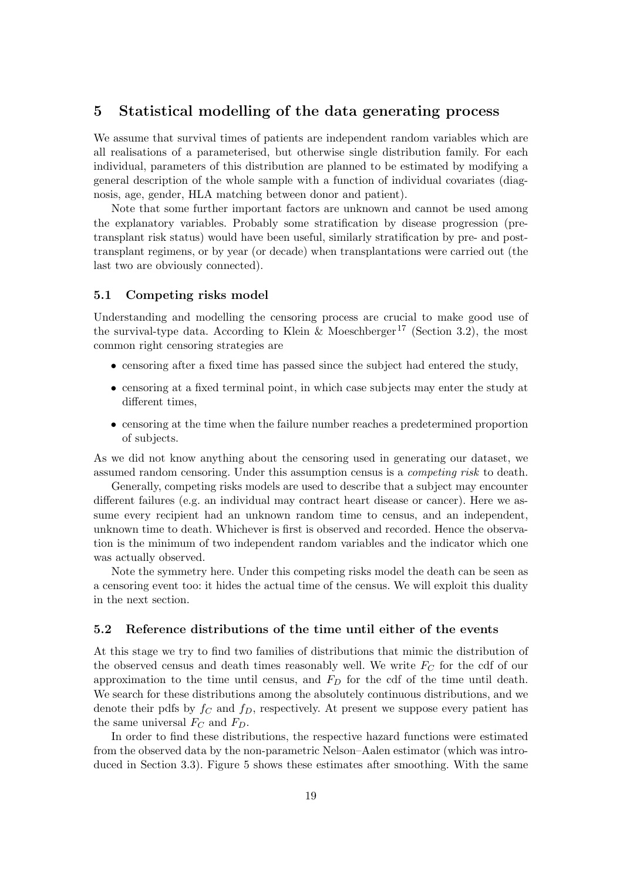## 5 Statistical modelling of the data generating process

We assume that survival times of patients are independent random variables which are all realisations of a parameterised, but otherwise single distribution family. For each individual, parameters of this distribution are planned to be estimated by modifying a general description of the whole sample with a function of individual covariates (diagnosis, age, gender, HLA matching between donor and patient).

Note that some further important factors are unknown and cannot be used among the explanatory variables. Probably some stratification by disease progression (pre-transplant risk status) would have been useful, similarly stratification by pre- and post-transplant regimens, or by year (or decade) when transplantations were carried out (the last two are obviously connected).

### 5.1 Competing risks model

Understanding and modelling the censoring process are crucial to make good use of the survival-type data. According to Klein & Moeschberger[17] (Section 3.2), the most common right censoring strategies are

- censoring after a fixed time has passed since the subject had entered the study,
- censoring at a fixed terminal point, in which case subjects may enter the study at different times,
- censoring at the time when the failure number reaches a predetermined proportion of subjects.

As we did not know anything about the censoring used in generating our dataset, we assumed random censoring. Under this assumption census is a *competing risk* to death.

Generally, competing risks models are used to describe that a subject may encounter different failures (e.g. an individual may contract heart disease or cancer). Here we assume every recipient had an unknown random time to census, and an independent, unknown time to death. Whichever is first is observed and recorded. Hence the observation is the minimum of two independent random variables and the indicator which one was actually observed.

Note the symmetry here. Under this competing risks model the death can be seen as a censoring event too: it hides the actual time of the census. We will exploit this duality in the next section.

### 5.2 Reference distributions of the time until either of the events

At this stage we try to find two families of distributions that mimic the distribution of the observed census and death times reasonably well. We write $F_C$ for the cdf of our approximation to the time until census, and $F_D$ for the cdf of the time until death. We search for these distributions among the absolutely continuous distributions, and we denote their pdfs by $f_C$ and $f_D$, respectively. At present we suppose every patient has the same universal $F_C$ and $F_D$.

In order to find these distributions, the respective hazard functions were estimated from the observed data by the non-parametric Nelson–Aalen estimator (which was introduced in Section 3.3). Figure 5 shows these estimates after smoothing. With the same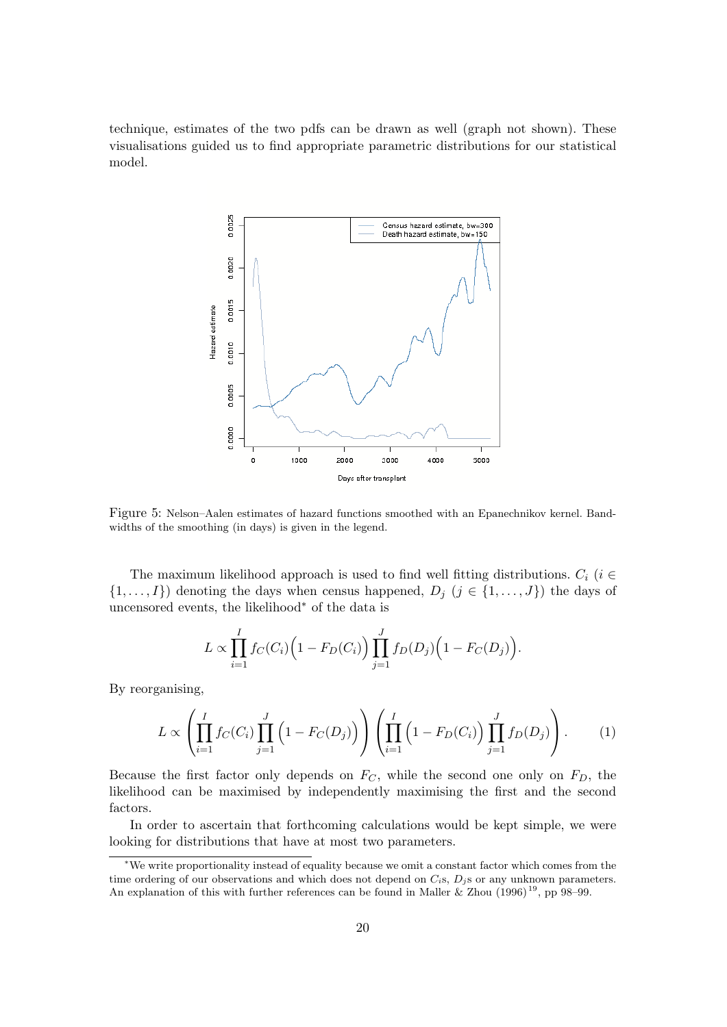technique, estimates of the two pdfs can be drawn as well (graph not shown). These visualisations guided us to find appropriate parametric distributions for our statistical model.

Figure 5: Nelson–Aalen estimates of hazard functions smoothed with an Epanechnikov kernel. Bandwidths of the smoothing (in days) is given in the legend.

The maximum likelihood approach is used to find well fitting distributions. $C_i$ ($i \in \{1, \ldots, I\}$) denoting the days when census happened, $D_j$ ($j \in \{1, \ldots, J\}$) the days of uncensored events, the likelihood* of the data is

$$L \propto \prod_{i=1}^{I} f_C(C_i)\Big(1 - F_D(C_i)\Big) \prod_{j=1}^{J} f_D(D_j)\Big(1 - F_C(D_j)\Big).$$

By reorganising,

$$L \propto \left( \prod_{i=1}^{I} f_C(C_i) \prod_{j=1}^{J} \Big(1 - F_C(D_j)\Big) \right) \left( \prod_{i=1}^{I} \Big(1 - F_D(C_i)\Big) \prod_{j=1}^{J} f_D(D_j) \right). \tag{1}$$

Because the first factor only depends on $F_C$, while the second one only on $F_D$, the likelihood can be maximised by independently maximising the first and the second factors.

In order to ascertain that forthcoming calculations would be kept simple, we were looking for distributions that have at most two parameters.

*We write proportionality instead of equality because we omit a constant factor which comes from the time ordering of our observations and which does not depend on $C_i$s, $D_j$s or any unknown parameters. An explanation of this with further references can be found in Maller & Zhou (1996)[19], pp 98–99.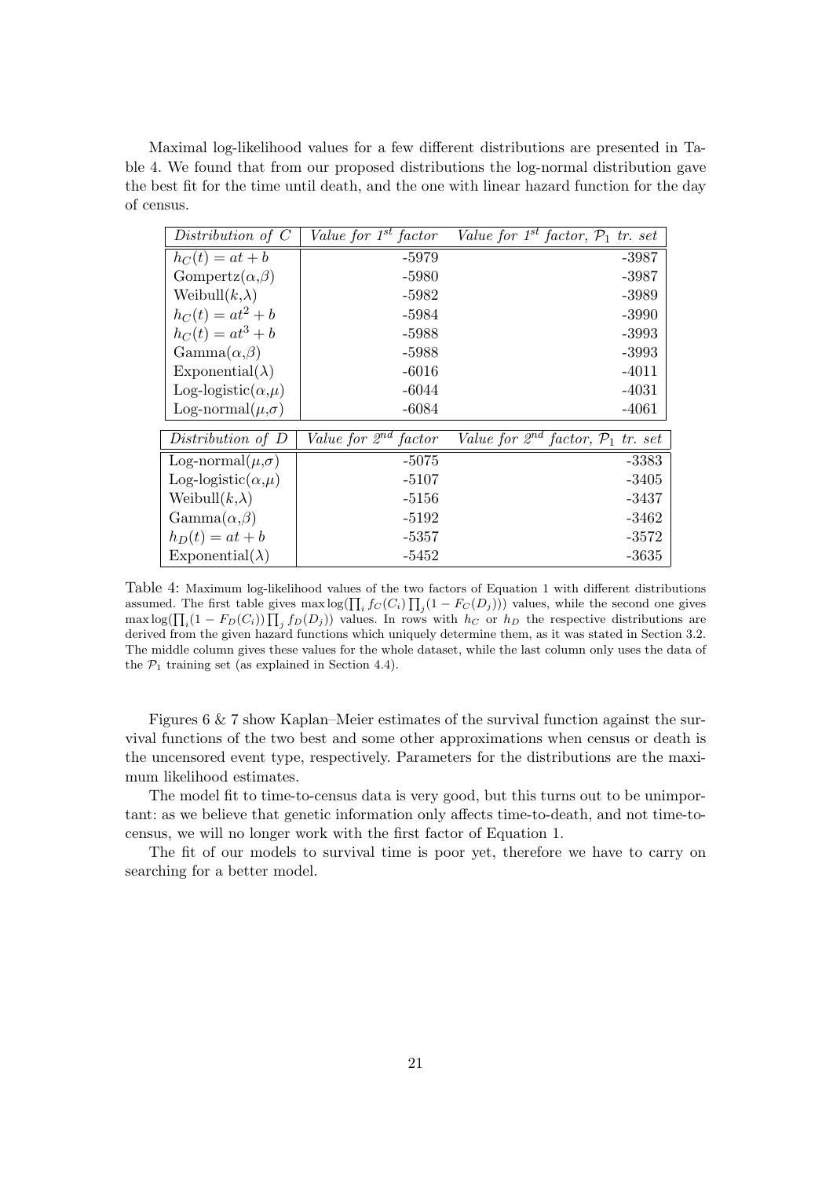Maximal log-likelihood values for a few different distributions are presented in Table 4. We found that from our proposed distributions the log-normal distribution gave the best fit for the time until death, and the one with linear hazard function for the day of census.

| *Distribution of C* | *Value for 1st factor* | *Value for 1st factor, $\mathcal{P}_1$ tr. set* |
|---|---|---|
| $h_C(t) = at + b$ | -5979 | -3987 |
| Gompertz($\alpha$,$\beta$) | -5980 | -3987 |
| Weibull($k$,$\lambda$) | -5982 | -3989 |
| $h_C(t) = at^2 + b$ | -5984 | -3990 |
| $h_C(t) = at^3 + b$ | -5988 | -3993 |
| Gamma($\alpha$,$\beta$) | -5988 | -3993 |
| Exponential($\lambda$) | -6016 | -4011 |
| Log-logistic($\alpha$,$\mu$) | -6044 | -4031 |
| Log-normal($\mu$,$\sigma$) | -6084 | -4061 |

| *Distribution of D* | *Value for 2nd factor* | *Value for 2nd factor, $\mathcal{P}_1$ tr. set* |
|---|---|---|
| Log-normal($\mu$,$\sigma$) | -5075 | -3383 |
| Log-logistic($\alpha$,$\mu$) | -5107 | -3405 |
| Weibull($k$,$\lambda$) | -5156 | -3437 |
| Gamma($\alpha$,$\beta$) | -5192 | -3462 |
| $h_D(t) = at + b$ | -5357 | -3572 |
| Exponential($\lambda$) | -5452 | -3635 |

Table 4: Maximum log-likelihood values of the two factors of Equation 1 with different distributions assumed. The first table gives $\max \log(\prod_i f_C(C_i) \prod_j (1 - F_C(D_j)))$ values, while the second one gives $\max \log(\prod_i (1 - F_D(C_i)) \prod_j f_D(D_j))$ values. In rows with $h_C$ or $h_D$ the respective distributions are derived from the given hazard functions which uniquely determine them, as it was stated in Section 3.2. The middle column gives these values for the whole dataset, while the last column only uses the data of the $\mathcal{P}_1$ training set (as explained in Section 4.4).

Figures 6 & 7 show Kaplan–Meier estimates of the survival function against the survival functions of the two best and some other approximations when census or death is the uncensored event type, respectively. Parameters for the distributions are the maximum likelihood estimates.

The model fit to time-to-census data is very good, but this turns out to be unimportant: as we believe that genetic information only affects time-to-death, and not time-to-census, we will no longer work with the first factor of Equation 1.

The fit of our models to survival time is poor yet, therefore we have to carry on searching for a better model.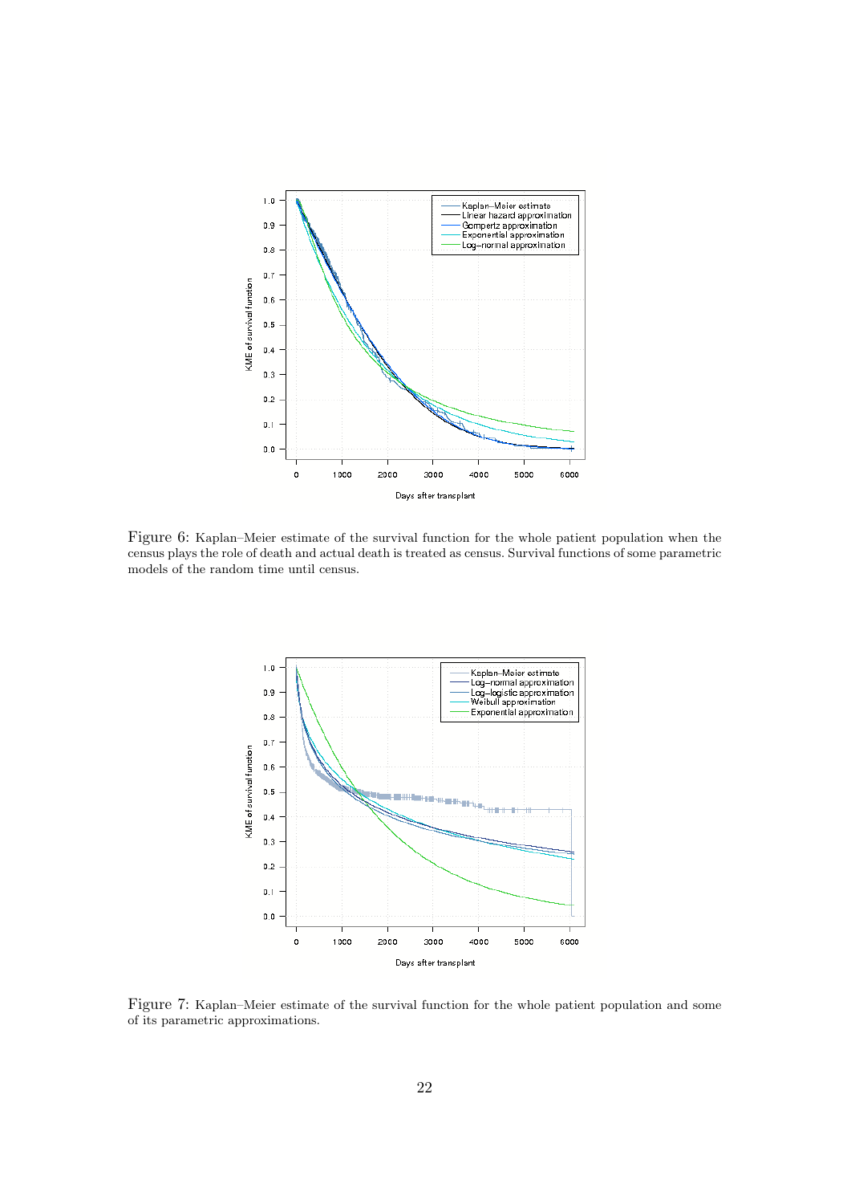Figure 6: Kaplan–Meier estimate of the survival function for the whole patient population when the census plays the role of death and actual death is treated as census. Survival functions of some parametric models of the random time until census.

Figure 7: Kaplan–Meier estimate of the survival function for the whole patient population and some of its parametric approximations.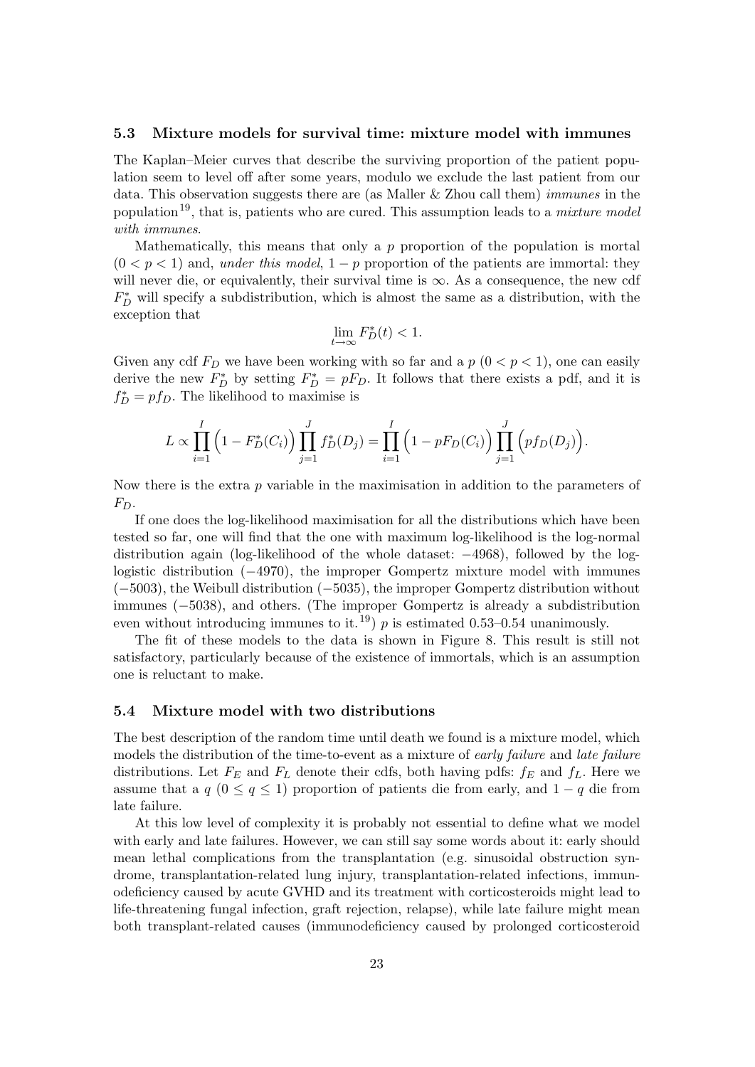### 5.3 Mixture models for survival time: mixture model with immunes

The Kaplan–Meier curves that describe the surviving proportion of the patient population seem to level off after some years, modulo we exclude the last patient from our data. This observation suggests there are (as Maller & Zhou call them) *immunes* in the population[19], that is, patients who are cured. This assumption leads to a *mixture model with immunes*.

Mathematically, this means that only a $p$ proportion of the population is mortal ($0 < p < 1$) and, *under this model*, $1 - p$ proportion of the patients are immortal: they will never die, or equivalently, their survival time is $\infty$. As a consequence, the new cdf $F_D^*$ will specify a subdistribution, which is almost the same as a distribution, with the exception that

$$\lim_{t \to \infty} F_D^*(t) < 1.$$

Given any cdf $F_D$ we have been working with so far and a $p$ ($0 < p < 1$), one can easily derive the new $F_D^*$ by setting $F_D^* = pF_D$. It follows that there exists a pdf, and it is $f_D^* = pf_D$. The likelihood to maximise is

$$L \propto \prod_{i=1}^{I} \Big(1 - F_D^*(C_i)\Big) \prod_{j=1}^{J} f_D^*(D_j) = \prod_{i=1}^{I} \Big(1 - pF_D(C_i)\Big) \prod_{j=1}^{J} \Big(pf_D(D_j)\Big).$$

Now there is the extra $p$ variable in the maximisation in addition to the parameters of $F_D$.

If one does the log-likelihood maximisation for all the distributions which have been tested so far, one will find that the one with maximum log-likelihood is the log-normal distribution again (log-likelihood of the whole dataset: $-4968$), followed by the log-logistic distribution ($-4970$), the improper Gompertz mixture model with immunes ($-5003$), the Weibull distribution ($-5035$), the improper Gompertz distribution without immunes ($-5038$), and others. (The improper Gompertz is already a subdistribution even without introducing immunes to it.[19]) $p$ is estimated 0.53–0.54 unanimously.

The fit of these models to the data is shown in Figure 8. This result is still not satisfactory, particularly because of the existence of immortals, which is an assumption one is reluctant to make.

### 5.4 Mixture model with two distributions

The best description of the random time until death we found is a mixture model, which models the distribution of the time-to-event as a mixture of *early failure* and *late failure* distributions. Let $F_E$ and $F_L$ denote their cdfs, both having pdfs: $f_E$ and $f_L$. Here we assume that a $q$ ($0 \leq q \leq 1$) proportion of patients die from early, and $1 - q$ die from late failure.

At this low level of complexity it is probably not essential to define what we model with early and late failures. However, we can still say some words about it: early should mean lethal complications from the transplantation (e.g. sinusoidal obstruction syndrome, transplantation-related lung injury, transplantation-related infections, immunodeficiency caused by acute GVHD and its treatment with corticosteroids might lead to life-threatening fungal infection, graft rejection, relapse), while late failure might mean both transplant-related causes (immunodeficiency caused by prolonged corticosteroid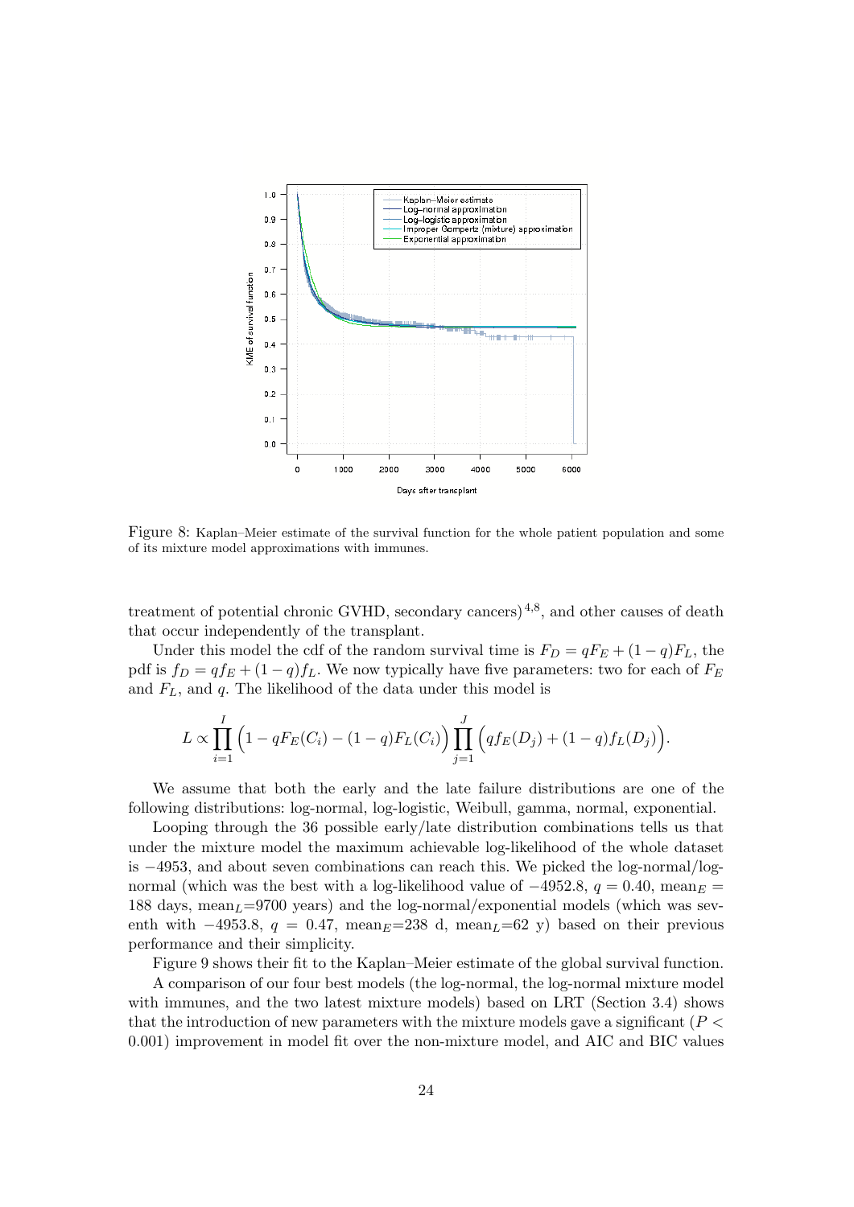Figure 8: Kaplan–Meier estimate of the survival function for the whole patient population and some of its mixture model approximations with immunes.

treatment of potential chronic GVHD, secondary cancers)[4,8], and other causes of death that occur independently of the transplant.

Under this model the cdf of the random survival time is $F_D = qF_E + (1-q)F_L$, the pdf is $f_D = qf_E + (1-q)f_L$. We now typically have five parameters: two for each of $F_E$ and $F_L$, and $q$. The likelihood of the data under this model is

$$L \propto \prod_{i=1}^{I} \Big(1 - qF_E(C_i) - (1-q)F_L(C_i)\Big) \prod_{j=1}^{J} \Big(qf_E(D_j) + (1-q)f_L(D_j)\Big).$$

We assume that both the early and the late failure distributions are one of the following distributions: log-normal, log-logistic, Weibull, gamma, normal, exponential.

Looping through the 36 possible early/late distribution combinations tells us that under the mixture model the maximum achievable log-likelihood of the whole dataset is $-4953$, and about seven combinations can reach this. We picked the log-normal/log-normal (which was the best with a log-likelihood value of $-4952.8$, $q = 0.40$, $\text{mean}_E = 188$ days, $\text{mean}_L$=9700 years) and the log-normal/exponential models (which was seventh with $-4953.8$, $q = 0.47$, $\text{mean}_E$=238 d, $\text{mean}_L$=62 y) based on their previous performance and their simplicity.

Figure 9 shows their fit to the Kaplan–Meier estimate of the global survival function.

A comparison of our four best models (the log-normal, the log-normal mixture model with immunes, and the two latest mixture models) based on LRT (Section 3.4) shows that the introduction of new parameters with the mixture models gave a significant ($P < 0.001$) improvement in model fit over the non-mixture model, and AIC and BIC values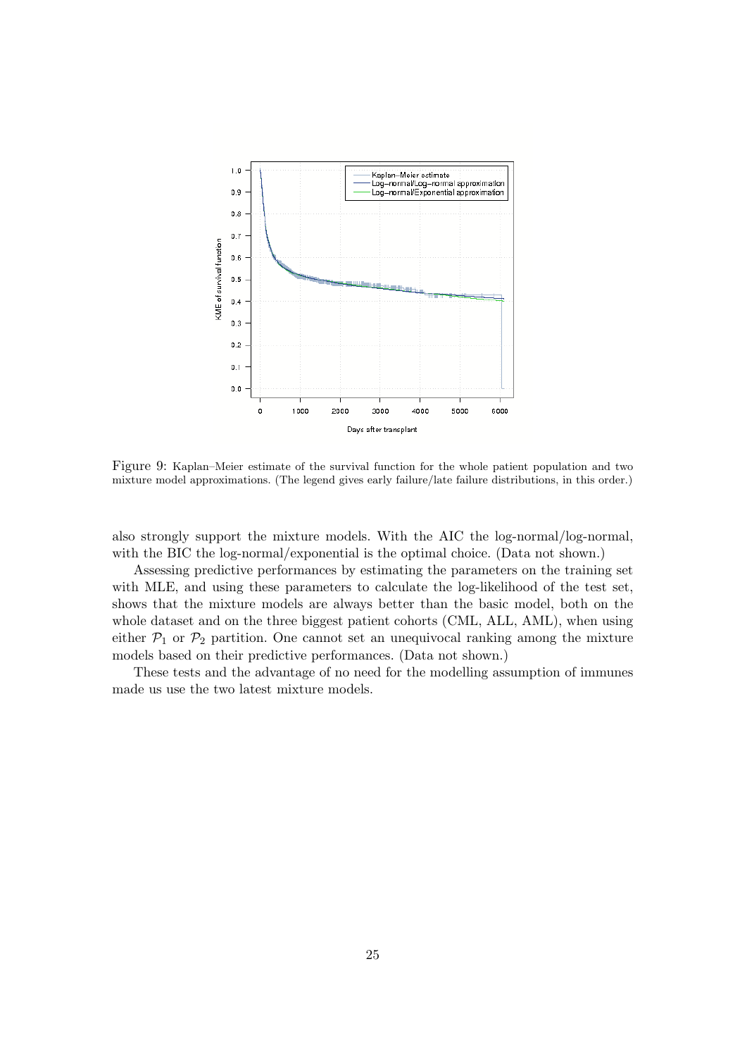Figure 9: Kaplan–Meier estimate of the survival function for the whole patient population and two mixture model approximations. (The legend gives early failure/late failure distributions, in this order.)

also strongly support the mixture models. With the AIC the log-normal/log-normal, with the BIC the log-normal/exponential is the optimal choice. (Data not shown.)

Assessing predictive performances by estimating the parameters on the training set with MLE, and using these parameters to calculate the log-likelihood of the test set, shows that the mixture models are always better than the basic model, both on the whole dataset and on the three biggest patient cohorts (CML, ALL, AML), when using either $\mathcal{P}_1$ or $\mathcal{P}_2$ partition. One cannot set an unequivocal ranking among the mixture models based on their predictive performances. (Data not shown.)

These tests and the advantage of no need for the modelling assumption of immunes made us use the two latest mixture models.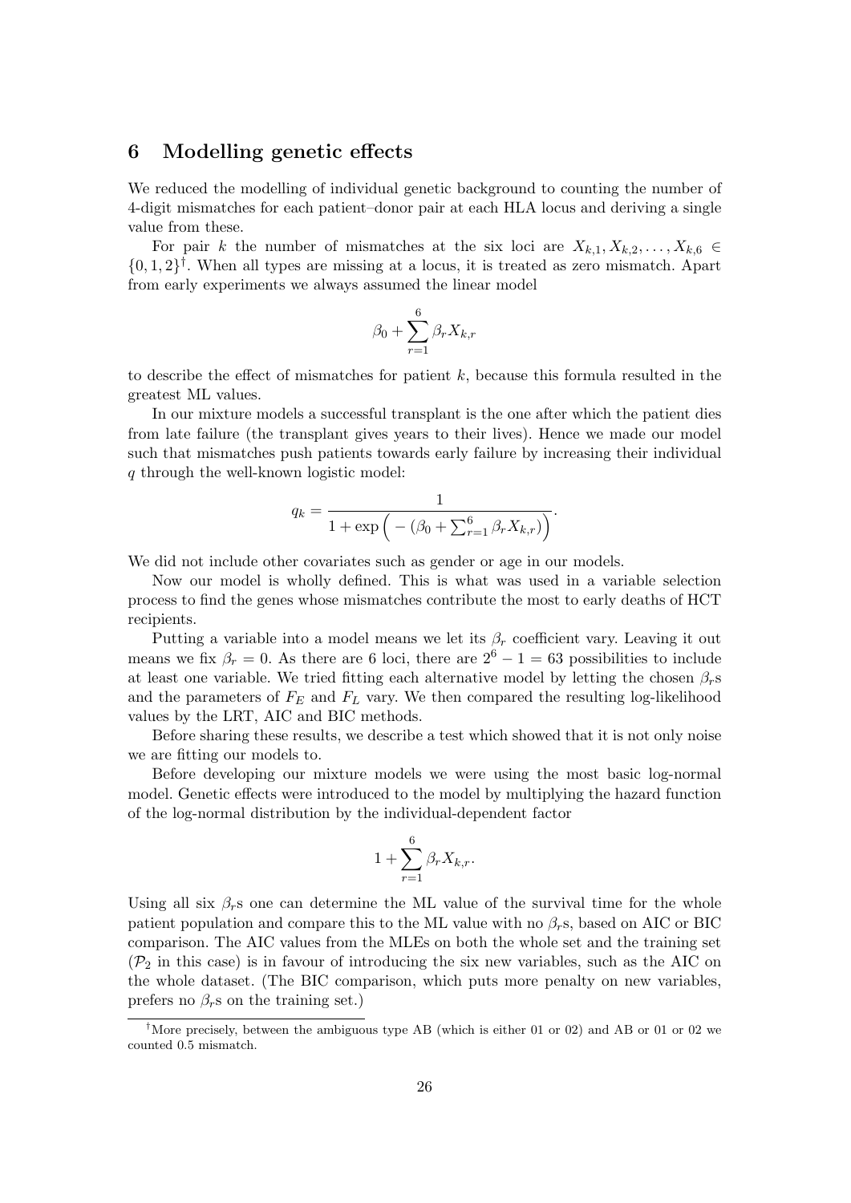## 6 Modelling genetic effects

We reduced the modelling of individual genetic background to counting the number of 4-digit mismatches for each patient–donor pair at each HLA locus and deriving a single value from these.

For pair $k$ the number of mismatches at the six loci are $X_{k,1}, X_{k,2}, \ldots, X_{k,6} \in \{0, 1, 2\}^{\dagger}$. When all types are missing at a locus, it is treated as zero mismatch. Apart from early experiments we always assumed the linear model

$$\beta_0 + \sum_{r=1}^{6} \beta_r X_{k,r}$$

to describe the effect of mismatches for patient $k$, because this formula resulted in the greatest ML values.

In our mixture models a successful transplant is the one after which the patient dies from late failure (the transplant gives years to their lives). Hence we made our model such that mismatches push patients towards early failure by increasing their individual $q$ through the well-known logistic model:

$$q_k = \frac{1}{1 + \exp\Big( - (\beta_0 + \sum_{r=1}^{6} \beta_r X_{k,r})\Big)}.$$

We did not include other covariates such as gender or age in our models.

Now our model is wholly defined. This is what was used in a variable selection process to find the genes whose mismatches contribute the most to early deaths of HCT recipients.

Putting a variable into a model means we let its $\beta_r$ coefficient vary. Leaving it out means we fix $\beta_r = 0$. As there are 6 loci, there are $2^6 - 1 = 63$ possibilities to include at least one variable. We tried fitting each alternative model by letting the chosen $\beta_r$s and the parameters of $F_E$ and $F_L$ vary. We then compared the resulting log-likelihood values by the LRT, AIC and BIC methods.

Before sharing these results, we describe a test which showed that it is not only noise we are fitting our models to.

Before developing our mixture models we were using the most basic log-normal model. Genetic effects were introduced to the model by multiplying the hazard function of the log-normal distribution by the individual-dependent factor

$$1 + \sum_{r=1}^{6} \beta_r X_{k,r}.$$

Using all six $\beta_r$s one can determine the ML value of the survival time for the whole patient population and compare this to the ML value with no $\beta_r$s, based on AIC or BIC comparison. The AIC values from the MLEs on both the whole set and the training set ($\mathcal{P}_2$ in this case) is in favour of introducing the six new variables, such as the AIC on the whole dataset. (The BIC comparison, which puts more penalty on new variables, prefers no $\beta_r$s on the training set.)

$^{\dagger}$More precisely, between the ambiguous type AB (which is either 01 or 02) and AB or 01 or 02 we counted 0.5 mismatch.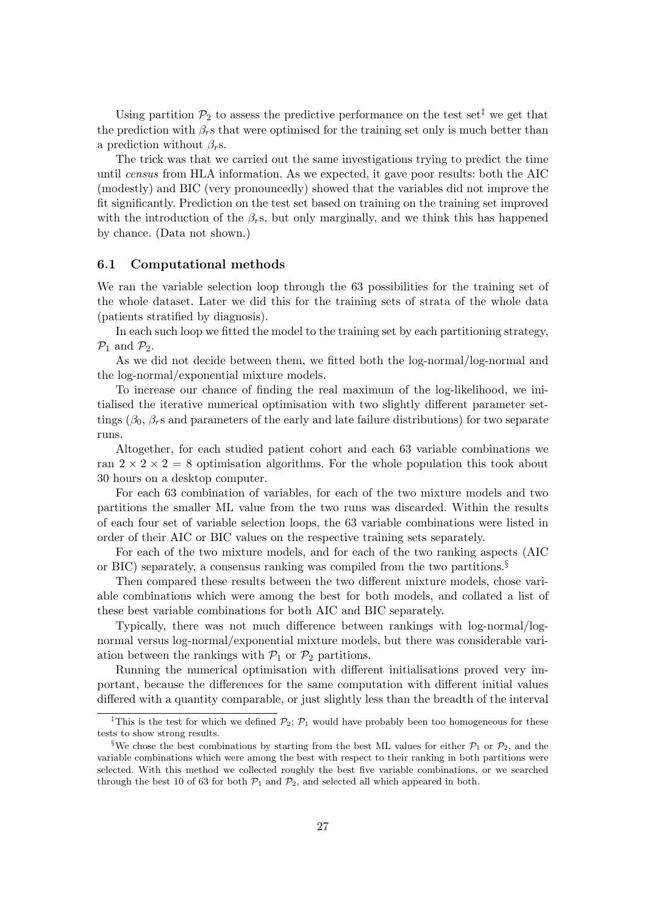Using partition $\mathcal{P}_2$ to assess the predictive performance on the test set[‡] we get that the prediction with $\beta_r$s that were optimised for the training set only is much better than a prediction without $\beta_r$s.

The trick was that we carried out the same investigations trying to predict the time until *census* from HLA information. As we expected, it gave poor results: both the AIC (modestly) and BIC (very pronouncedly) showed that the variables did not improve the fit significantly. Prediction on the test set based on training on the training set improved with the introduction of the $\beta_r$s, but only marginally, and we think this has happened by chance. (Data not shown.)

### 6.1 Computational methods

We ran the variable selection loop through the 63 possibilities for the training set of the whole dataset. Later we did this for the training sets of strata of the whole data (patients stratified by diagnosis).

In each such loop we fitted the model to the training set by each partitioning strategy, $\mathcal{P}_1$ and $\mathcal{P}_2$.

As we did not decide between them, we fitted both the log-normal/log-normal and the log-normal/exponential mixture models.

To increase our chance of finding the real maximum of the log-likelihood, we initialised the iterative numerical optimisation with two slightly different parameter settings ($\beta_0$, $\beta_r$s and parameters of the early and late failure distributions) for two separate runs.

Altogether, for each studied patient cohort and each 63 variable combinations we ran $2 \times 2 \times 2 = 8$ optimisation algorithms. For the whole population this took about 30 hours on a desktop computer.

For each 63 combination of variables, for each of the two mixture models and two partitions the smaller ML value from the two runs was discarded. Within the results of each four set of variable selection loops, the 63 variable combinations were listed in order of their AIC or BIC values on the respective training sets separately.

For each of the two mixture models, and for each of the two ranking aspects (AIC or BIC) separately, a consensus ranking was compiled from the two partitions.[§]

Then compared these results between the two different mixture models, chose variable combinations which were among the best for both models, and collated a list of these best variable combinations for both AIC and BIC separately.

Typically, there was not much difference between rankings with log-normal/log-normal versus log-normal/exponential mixture models, but there was considerable variation between the rankings with $\mathcal{P}_1$ or $\mathcal{P}_2$ partitions.

Running the numerical optimisation with different initialisations proved very important, because the differences for the same computation with different initial values differed with a quantity comparable, or just slightly less than the breadth of the interval

[‡]This is the test for which we defined $\mathcal{P}_2$; $\mathcal{P}_1$ would have probably been too homogeneous for these tests to show strong results.

[§]We chose the best combinations by starting from the best ML values for either $\mathcal{P}_1$ or $\mathcal{P}_2$, and the variable combinations which were among the best with respect to their ranking in both partitions were selected. With this method we collected roughly the best five variable combinations, or we searched through the best 10 of 63 for both $\mathcal{P}_1$ and $\mathcal{P}_2$, and selected all which appeared in both.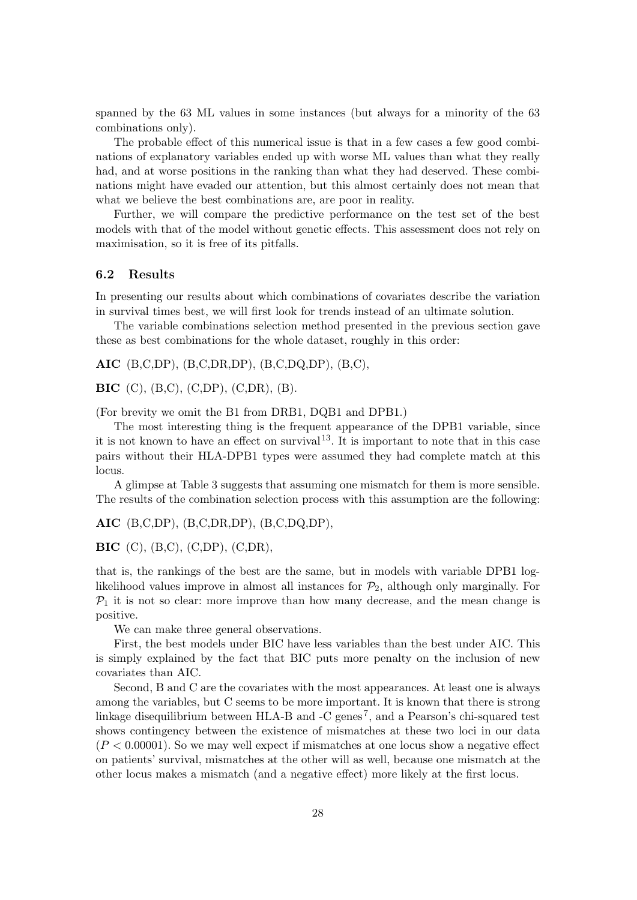spanned by the 63 ML values in some instances (but always for a minority of the 63 combinations only).

The probable effect of this numerical issue is that in a few cases a few good combinations of explanatory variables ended up with worse ML values than what they really had, and at worse positions in the ranking than what they had deserved. These combinations might have evaded our attention, but this almost certainly does not mean that what we believe the best combinations are, are poor in reality.

Further, we will compare the predictive performance on the test set of the best models with that of the model without genetic effects. This assessment does not rely on maximisation, so it is free of its pitfalls.

### 6.2 Results

In presenting our results about which combinations of covariates describe the variation in survival times best, we will first look for trends instead of an ultimate solution.

The variable combinations selection method presented in the previous section gave these as best combinations for the whole dataset, roughly in this order:

**AIC** (B,C,DP), (B,C,DR,DP), (B,C,DQ,DP), (B,C),

**BIC** (C), (B,C), (C,DP), (C,DR), (B).

(For brevity we omit the B1 from DRB1, DQB1 and DPB1.)

The most interesting thing is the frequent appearance of the DPB1 variable, since it is not known to have an effect on survival[13]. It is important to note that in this case pairs without their HLA-DPB1 types were assumed they had complete match at this locus.

A glimpse at Table 3 suggests that assuming one mismatch for them is more sensible. The results of the combination selection process with this assumption are the following:

**AIC** (B,C,DP), (B,C,DR,DP), (B,C,DQ,DP),

**BIC** (C), (B,C), (C,DP), (C,DR),

that is, the rankings of the best are the same, but in models with variable DPB1 log-likelihood values improve in almost all instances for $\mathcal{P}_2$, although only marginally. For $\mathcal{P}_1$ it is not so clear: more improve than how many decrease, and the mean change is positive.

We can make three general observations.

First, the best models under BIC have less variables than the best under AIC. This is simply explained by the fact that BIC puts more penalty on the inclusion of new covariates than AIC.

Second, B and C are the covariates with the most appearances. At least one is always among the variables, but C seems to be more important. It is known that there is strong linkage disequilibrium between HLA-B and -C genes[7], and a Pearson's chi-squared test shows contingency between the existence of mismatches at these two loci in our data ($P < 0.00001$). So we may well expect if mismatches at one locus show a negative effect on patients' survival, mismatches at the other will as well, because one mismatch at the other locus makes a mismatch (and a negative effect) more likely at the first locus.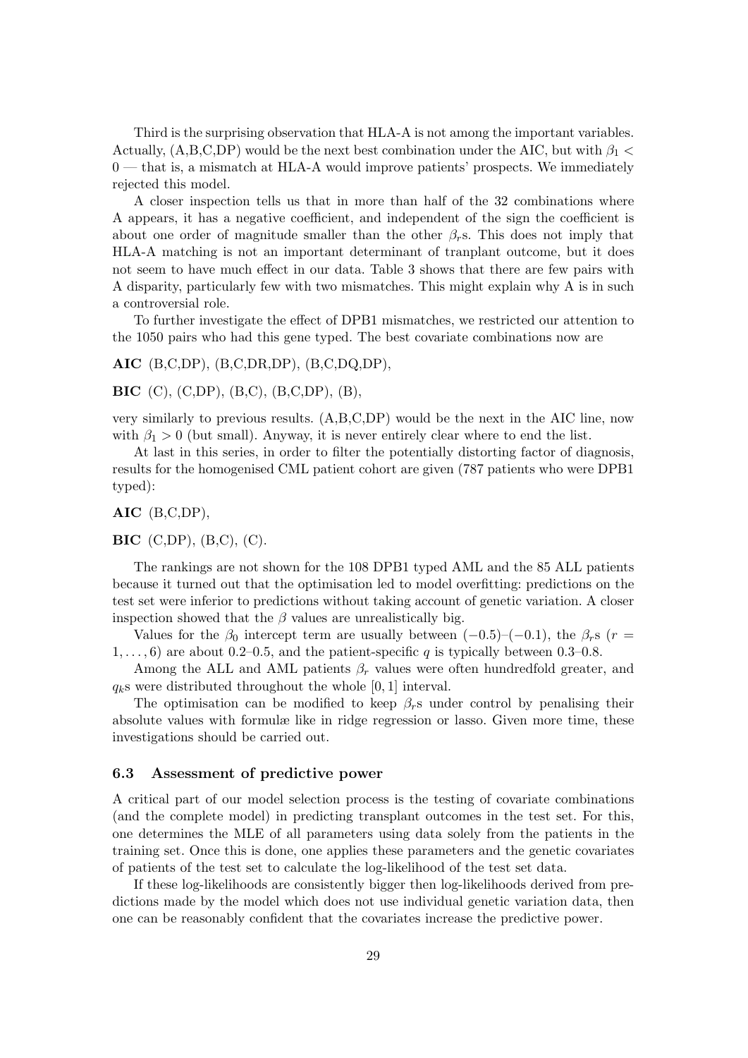Third is the surprising observation that HLA-A is not among the important variables. Actually, (A,B,C,DP) would be the next best combination under the AIC, but with $\beta_1 < 0$ — that is, a mismatch at HLA-A would improve patients' prospects. We immediately rejected this model.

A closer inspection tells us that in more than half of the 32 combinations where A appears, it has a negative coefficient, and independent of the sign the coefficient is about one order of magnitude smaller than the other $\beta_r$s. This does not imply that HLA-A matching is not an important determinant of tranplant outcome, but it does not seem to have much effect in our data. Table 3 shows that there are few pairs with A disparity, particularly few with two mismatches. This might explain why A is in such a controversial role.

To further investigate the effect of DPB1 mismatches, we restricted our attention to the 1050 pairs who had this gene typed. The best covariate combinations now are

**AIC** (B,C,DP), (B,C,DR,DP), (B,C,DQ,DP),

**BIC** (C), (C,DP), (B,C), (B,C,DP), (B),

very similarly to previous results. (A,B,C,DP) would be the next in the AIC line, now with $\beta_1 > 0$ (but small). Anyway, it is never entirely clear where to end the list.

At last in this series, in order to filter the potentially distorting factor of diagnosis, results for the homogenised CML patient cohort are given (787 patients who were DPB1 typed):

**AIC** (B,C,DP),

**BIC** (C,DP), (B,C), (C).

The rankings are not shown for the 108 DPB1 typed AML and the 85 ALL patients because it turned out that the optimisation led to model overfitting: predictions on the test set were inferior to predictions without taking account of genetic variation. A closer inspection showed that the $\beta$ values are unrealistically big.

Values for the $\beta_0$ intercept term are usually between $(-0.5)$–$(-0.1)$, the $\beta_r$s ($r = 1, \ldots, 6$) are about 0.2–0.5, and the patient-specific $q$ is typically between 0.3–0.8.

Among the ALL and AML patients $\beta_r$ values were often hundredfold greater, and $q_k$s were distributed throughout the whole $[0, 1]$ interval.

The optimisation can be modified to keep $\beta_r$s under control by penalising their absolute values with formulæ like in ridge regression or lasso. Given more time, these investigations should be carried out.

### 6.3 Assessment of predictive power

A critical part of our model selection process is the testing of covariate combinations (and the complete model) in predicting transplant outcomes in the test set. For this, one determines the MLE of all parameters using data solely from the patients in the training set. Once this is done, one applies these parameters and the genetic covariates of patients of the test set to calculate the log-likelihood of the test set data.

If these log-likelihoods are consistently bigger then log-likelihoods derived from predictions made by the model which does not use individual genetic variation data, then one can be reasonably confident that the covariates increase the predictive power.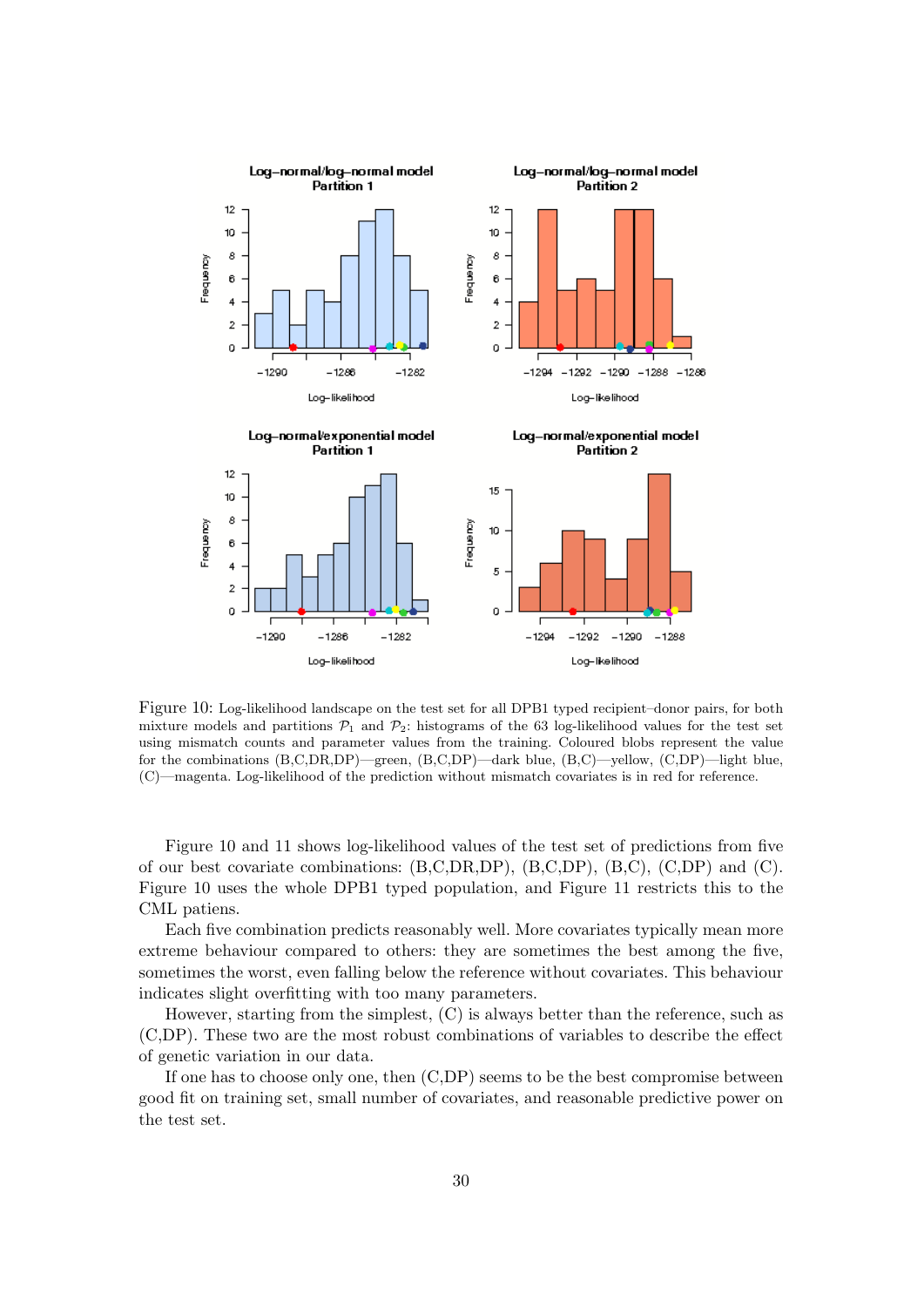Figure 10: Log-likelihood landscape on the test set for all DPB1 typed recipient–donor pairs, for both mixture models and partitions $\mathcal{P}_1$ and $\mathcal{P}_2$: histograms of the 63 log-likelihood values for the test set using mismatch counts and parameter values from the training. Coloured blobs represent the value for the combinations (B,C,DR,DP)—green, (B,C,DP)—dark blue, (B,C)—yellow, (C,DP)—light blue, (C)—magenta. Log-likelihood of the prediction without mismatch covariates is in red for reference.

Figure 10 and 11 shows log-likelihood values of the test set of predictions from five of our best covariate combinations: (B,C,DR,DP), (B,C,DP), (B,C), (C,DP) and (C). Figure 10 uses the whole DPB1 typed population, and Figure 11 restricts this to the CML patiens.

Each five combination predicts reasonably well. More covariates typically mean more extreme behaviour compared to others: they are sometimes the best among the five, sometimes the worst, even falling below the reference without covariates. This behaviour indicates slight overfitting with too many parameters.

However, starting from the simplest, (C) is always better than the reference, such as (C,DP). These two are the most robust combinations of variables to describe the effect of genetic variation in our data.

If one has to choose only one, then (C,DP) seems to be the best compromise between good fit on training set, small number of covariates, and reasonable predictive power on the test set.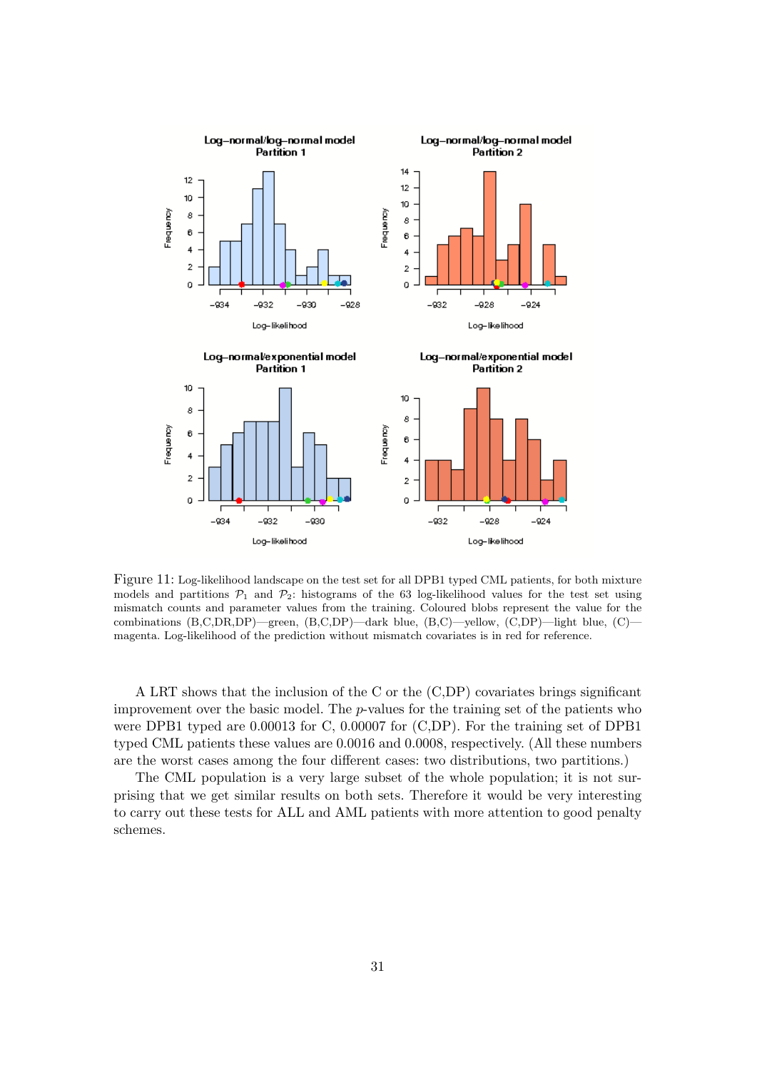Figure 11: Log-likelihood landscape on the test set for all DPB1 typed CML patients, for both mixture models and partitions $\mathcal{P}_1$ and $\mathcal{P}_2$: histograms of the 63 log-likelihood values for the test set using mismatch counts and parameter values from the training. Coloured blobs represent the value for the combinations (B,C,DR,DP)—green, (B,C,DP)—dark blue, (B,C)—yellow, (C,DP)—light blue, (C)—magenta. Log-likelihood of the prediction without mismatch covariates is in red for reference.

A LRT shows that the inclusion of the C or the (C,DP) covariates brings significant improvement over the basic model. The $p$-values for the training set of the patients who were DPB1 typed are 0.00013 for C, 0.00007 for (C,DP). For the training set of DPB1 typed CML patients these values are 0.0016 and 0.0008, respectively. (All these numbers are the worst cases among the four different cases: two distributions, two partitions.)

The CML population is a very large subset of the whole population; it is not surprising that we get similar results on both sets. Therefore it would be very interesting to carry out these tests for ALL and AML patients with more attention to good penalty schemes.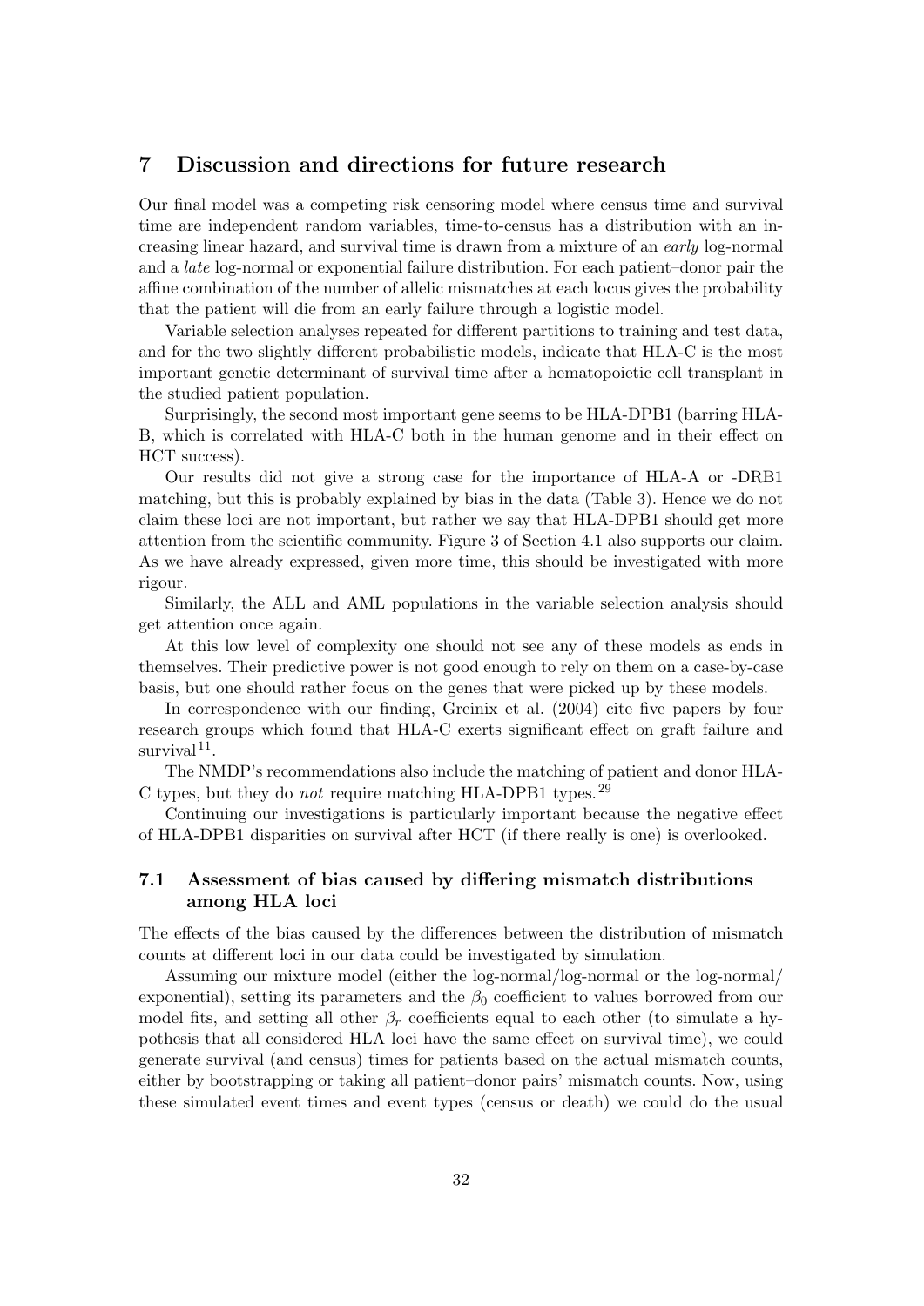# 7 Discussion and directions for future research

Our final model was a competing risk censoring model where census time and survival time are independent random variables, time-to-census has a distribution with an increasing linear hazard, and survival time is drawn from a mixture of an *early* log-normal and a *late* log-normal or exponential failure distribution. For each patient–donor pair the affine combination of the number of allelic mismatches at each locus gives the probability that the patient will die from an early failure through a logistic model.

Variable selection analyses repeated for different partitions to training and test data, and for the two slightly different probabilistic models, indicate that HLA-C is the most important genetic determinant of survival time after a hematopoietic cell transplant in the studied patient population.

Surprisingly, the second most important gene seems to be HLA-DPB1 (barring HLA-B, which is correlated with HLA-C both in the human genome and in their effect on HCT success).

Our results did not give a strong case for the importance of HLA-A or -DRB1 matching, but this is probably explained by bias in the data (Table 3). Hence we do not claim these loci are not important, but rather we say that HLA-DPB1 should get more attention from the scientific community. Figure 3 of Section 4.1 also supports our claim. As we have already expressed, given more time, this should be investigated with more rigour.

Similarly, the ALL and AML populations in the variable selection analysis should get attention once again.

At this low level of complexity one should not see any of these models as ends in themselves. Their predictive power is not good enough to rely on them on a case-by-case basis, but one should rather focus on the genes that were picked up by these models.

In correspondence with our finding, Greinix et al. (2004) cite five papers by four research groups which found that HLA-C exerts significant effect on graft failure and survival[11].

The NMDP's recommendations also include the matching of patient and donor HLA-C types, but they do *not* require matching HLA-DPB1 types.[29]

Continuing our investigations is particularly important because the negative effect of HLA-DPB1 disparities on survival after HCT (if there really is one) is overlooked.

## 7.1 Assessment of bias caused by differing mismatch distributions among HLA loci

The effects of the bias caused by the differences between the distribution of mismatch counts at different loci in our data could be investigated by simulation.

Assuming our mixture model (either the log-normal/log-normal or the log-normal/exponential), setting its parameters and the $\beta_0$ coefficient to values borrowed from our model fits, and setting all other $\beta_r$ coefficients equal to each other (to simulate a hypothesis that all considered HLA loci have the same effect on survival time), we could generate survival (and census) times for patients based on the actual mismatch counts, either by bootstrapping or taking all patient–donor pairs' mismatch counts. Now, using these simulated event times and event types (census or death) we could do the usual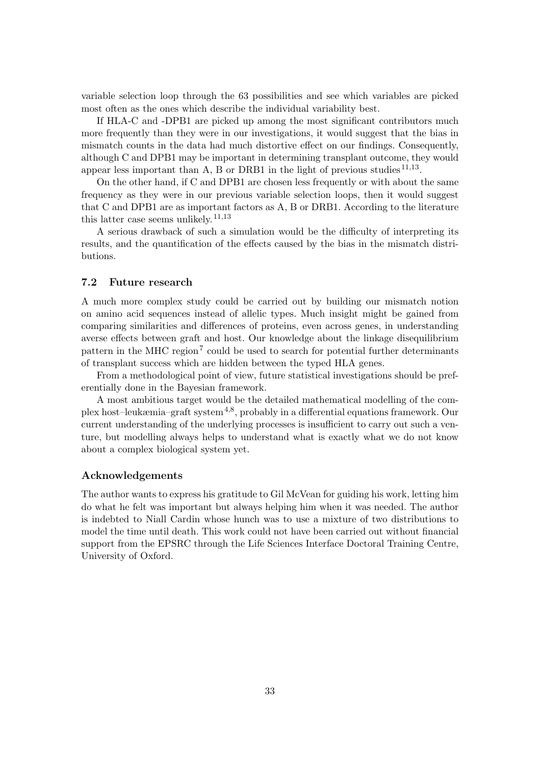variable selection loop through the 63 possibilities and see which variables are picked most often as the ones which describe the individual variability best.

If HLA-C and -DPB1 are picked up among the most significant contributors much more frequently than they were in our investigations, it would suggest that the bias in mismatch counts in the data had much distortive effect on our findings. Consequently, although C and DPB1 may be important in determining transplant outcome, they would appear less important than A, B or DRB1 in the light of previous studies[11,13].

On the other hand, if C and DPB1 are chosen less frequently or with about the same frequency as they were in our previous variable selection loops, then it would suggest that C and DPB1 are as important factors as A, B or DRB1. According to the literature this latter case seems unlikely.[11,13]

A serious drawback of such a simulation would be the difficulty of interpreting its results, and the quantification of the effects caused by the bias in the mismatch distributions.

### 7.2 Future research

A much more complex study could be carried out by building our mismatch notion on amino acid sequences instead of allelic types. Much insight might be gained from comparing similarities and differences of proteins, even across genes, in understanding averse effects between graft and host. Our knowledge about the linkage disequilibrium pattern in the MHC region[7] could be used to search for potential further determinants of transplant success which are hidden between the typed HLA genes.

From a methodological point of view, future statistical investigations should be preferentially done in the Bayesian framework.

A most ambitious target would be the detailed mathematical modelling of the complex host–leukæmia–graft system[4,8], probably in a differential equations framework. Our current understanding of the underlying processes is insufficient to carry out such a venture, but modelling always helps to understand what is exactly what we do not know about a complex biological system yet.

### Acknowledgements

The author wants to express his gratitude to Gil McVean for guiding his work, letting him do what he felt was important but always helping him when it was needed. The author is indebted to Niall Cardin whose hunch was to use a mixture of two distributions to model the time until death. This work could not have been carried out without financial support from the EPSRC through the Life Sciences Interface Doctoral Training Centre, University of Oxford.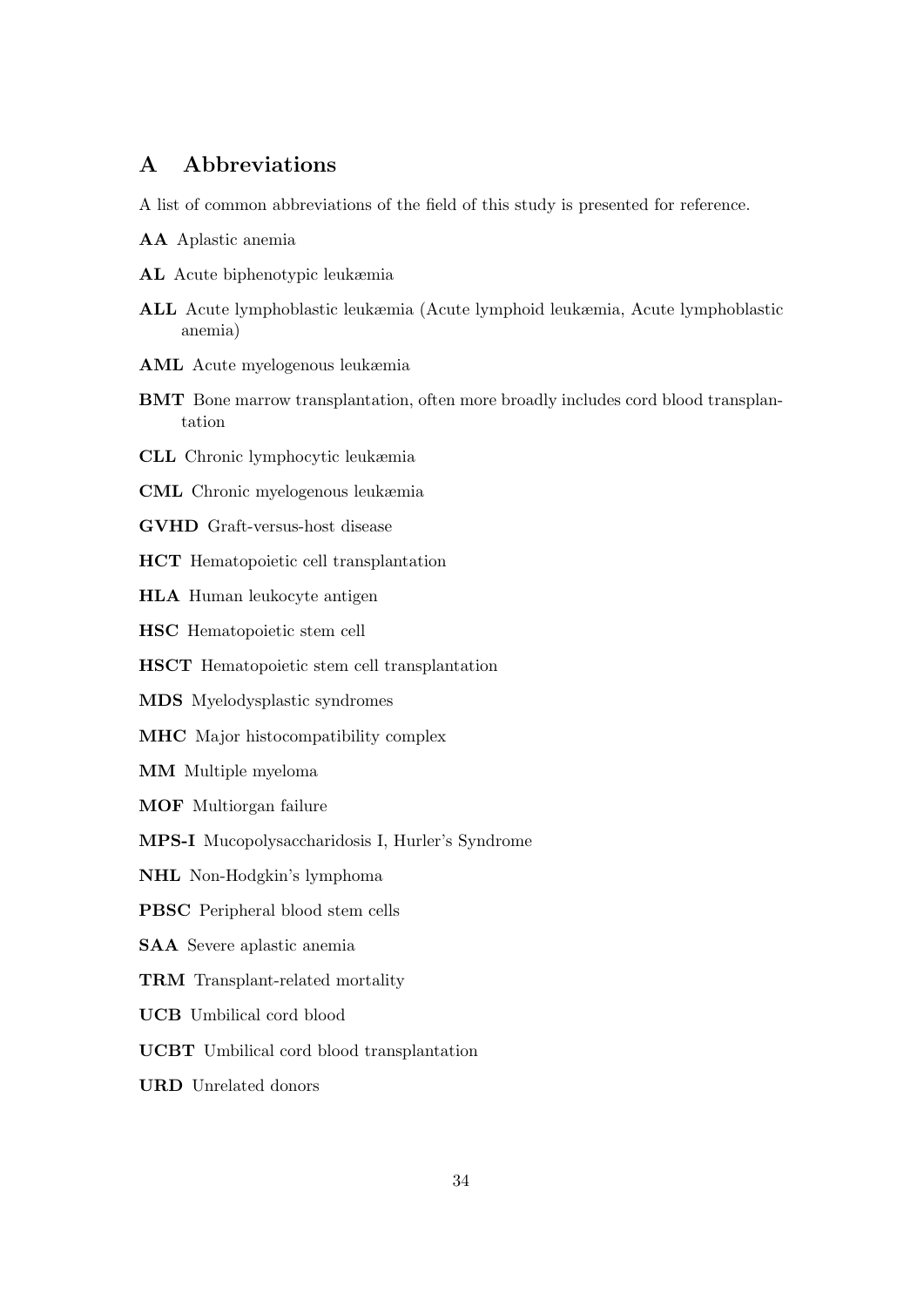# A Abbreviations

A list of common abbreviations of the field of this study is presented for reference.

**AA** Aplastic anemia

**AL** Acute biphenotypic leukæmia

**ALL** Acute lymphoblastic leukæmia (Acute lymphoid leukæmia, Acute lymphoblastic anemia)

**AML** Acute myelogenous leukæmia

**BMT** Bone marrow transplantation, often more broadly includes cord blood transplantation

**CLL** Chronic lymphocytic leukæmia

**CML** Chronic myelogenous leukæmia

**GVHD** Graft-versus-host disease

**HCT** Hematopoietic cell transplantation

**HLA** Human leukocyte antigen

**HSC** Hematopoietic stem cell

**HSCT** Hematopoietic stem cell transplantation

**MDS** Myelodysplastic syndromes

**MHC** Major histocompatibility complex

**MM** Multiple myeloma

**MOF** Multiorgan failure

**MPS-I** Mucopolysaccharidosis I, Hurler's Syndrome

**NHL** Non-Hodgkin's lymphoma

**PBSC** Peripheral blood stem cells

**SAA** Severe aplastic anemia

**TRM** Transplant-related mortality

**UCB** Umbilical cord blood

**UCBT** Umbilical cord blood transplantation

**URD** Unrelated donors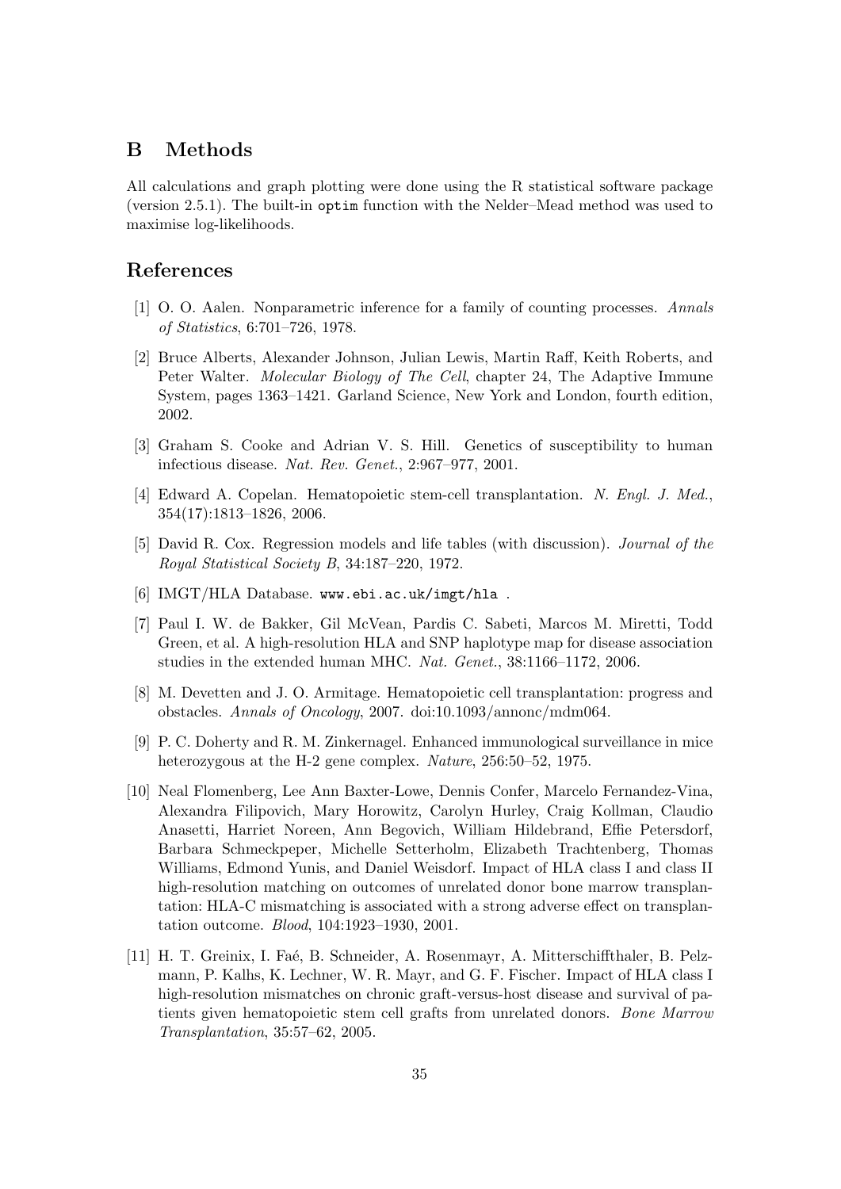## B Methods

All calculations and graph plotting were done using the R statistical software package (version 2.5.1). The built-in `optim` function with the Nelder–Mead method was used to maximise log-likelihoods.

## References

[1] O. O. Aalen. Nonparametric inference for a family of counting processes. *Annals of Statistics*, 6:701–726, 1978.

[2] Bruce Alberts, Alexander Johnson, Julian Lewis, Martin Raff, Keith Roberts, and Peter Walter. *Molecular Biology of The Cell*, chapter 24, The Adaptive Immune System, pages 1363–1421. Garland Science, New York and London, fourth edition, 2002.

[3] Graham S. Cooke and Adrian V. S. Hill. Genetics of susceptibility to human infectious disease. *Nat. Rev. Genet.*, 2:967–977, 2001.

[4] Edward A. Copelan. Hematopoietic stem-cell transplantation. *N. Engl. J. Med.*, 354(17):1813–1826, 2006.

[5] David R. Cox. Regression models and life tables (with discussion). *Journal of the Royal Statistical Society B*, 34:187–220, 1972.

[6] IMGT/HLA Database. `www.ebi.ac.uk/imgt/hla` .

[7] Paul I. W. de Bakker, Gil McVean, Pardis C. Sabeti, Marcos M. Miretti, Todd Green, et al. A high-resolution HLA and SNP haplotype map for disease association studies in the extended human MHC. *Nat. Genet.*, 38:1166–1172, 2006.

[8] M. Devetten and J. O. Armitage. Hematopoietic cell transplantation: progress and obstacles. *Annals of Oncology*, 2007. doi:10.1093/annonc/mdm064.

[9] P. C. Doherty and R. M. Zinkernagel. Enhanced immunological surveillance in mice heterozygous at the H-2 gene complex. *Nature*, 256:50–52, 1975.

[10] Neal Flomenberg, Lee Ann Baxter-Lowe, Dennis Confer, Marcelo Fernandez-Vina, Alexandra Filipovich, Mary Horowitz, Carolyn Hurley, Craig Kollman, Claudio Anasetti, Harriet Noreen, Ann Begovich, William Hildebrand, Effie Petersdorf, Barbara Schmeckpeper, Michelle Setterholm, Elizabeth Trachtenberg, Thomas Williams, Edmond Yunis, and Daniel Weisdorf. Impact of HLA class I and class II high-resolution matching on outcomes of unrelated donor bone marrow transplantation: HLA-C mismatching is associated with a strong adverse effect on transplantation outcome. *Blood*, 104:1923–1930, 2001.

[11] H. T. Greinix, I. Faé, B. Schneider, A. Rosenmayr, A. Mitterschiffthaler, B. Pelzmann, P. Kalhs, K. Lechner, W. R. Mayr, and G. F. Fischer. Impact of HLA class I high-resolution mismatches on chronic graft-versus-host disease and survival of patients given hematopoietic stem cell grafts from unrelated donors. *Bone Marrow Transplantation*, 35:57–62, 2005.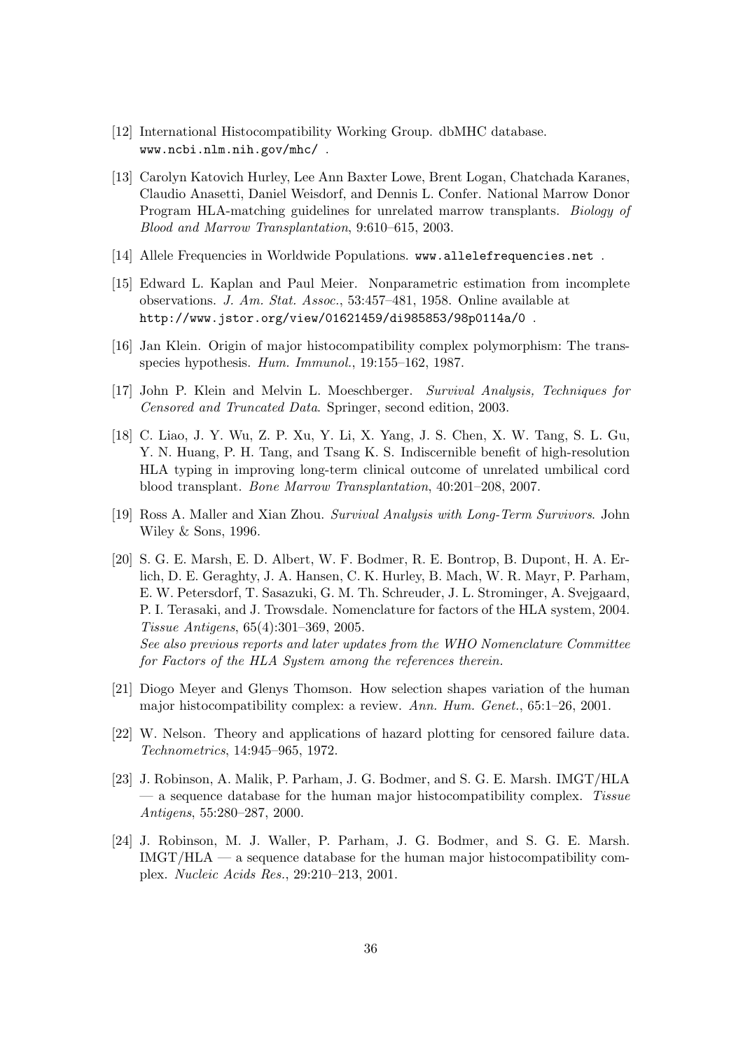[12] International Histocompatibility Working Group. dbMHC database. www.ncbi.nlm.nih.gov/mhc/ .

[13] Carolyn Katovich Hurley, Lee Ann Baxter Lowe, Brent Logan, Chatchada Karanes, Claudio Anasetti, Daniel Weisdorf, and Dennis L. Confer. National Marrow Donor Program HLA-matching guidelines for unrelated marrow transplants. *Biology of Blood and Marrow Transplantation*, 9:610–615, 2003.

[14] Allele Frequencies in Worldwide Populations. www.allelefrequencies.net .

[15] Edward L. Kaplan and Paul Meier. Nonparametric estimation from incomplete observations. *J. Am. Stat. Assoc.*, 53:457–481, 1958. Online available at http://www.jstor.org/view/01621459/di985853/98p0114a/0 .

[16] Jan Klein. Origin of major histocompatibility complex polymorphism: The trans-species hypothesis. *Hum. Immunol.*, 19:155–162, 1987.

[17] John P. Klein and Melvin L. Moeschberger. *Survival Analysis, Techniques for Censored and Truncated Data*. Springer, second edition, 2003.

[18] C. Liao, J. Y. Wu, Z. P. Xu, Y. Li, X. Yang, J. S. Chen, X. W. Tang, S. L. Gu, Y. N. Huang, P. H. Tang, and Tsang K. S. Indiscernible benefit of high-resolution HLA typing in improving long-term clinical outcome of unrelated umbilical cord blood transplant. *Bone Marrow Transplantation*, 40:201–208, 2007.

[19] Ross A. Maller and Xian Zhou. *Survival Analysis with Long-Term Survivors*. John Wiley & Sons, 1996.

[20] S. G. E. Marsh, E. D. Albert, W. F. Bodmer, R. E. Bontrop, B. Dupont, H. A. Erlich, D. E. Geraghty, J. A. Hansen, C. K. Hurley, B. Mach, W. R. Mayr, P. Parham, E. W. Petersdorf, T. Sasazuki, G. M. Th. Schreuder, J. L. Strominger, A. Svejgaard, P. I. Terasaki, and J. Trowsdale. Nomenclature for factors of the HLA system, 2004. *Tissue Antigens*, 65(4):301–369, 2005.
*See also previous reports and later updates from the WHO Nomenclature Committee for Factors of the HLA System among the references therein.*

[21] Diogo Meyer and Glenys Thomson. How selection shapes variation of the human major histocompatibility complex: a review. *Ann. Hum. Genet.*, 65:1–26, 2001.

[22] W. Nelson. Theory and applications of hazard plotting for censored failure data. *Technometrics*, 14:945–965, 1972.

[23] J. Robinson, A. Malik, P. Parham, J. G. Bodmer, and S. G. E. Marsh. IMGT/HLA — a sequence database for the human major histocompatibility complex. *Tissue Antigens*, 55:280–287, 2000.

[24] J. Robinson, M. J. Waller, P. Parham, J. G. Bodmer, and S. G. E. Marsh. IMGT/HLA — a sequence database for the human major histocompatibility complex. *Nucleic Acids Res.*, 29:210–213, 2001.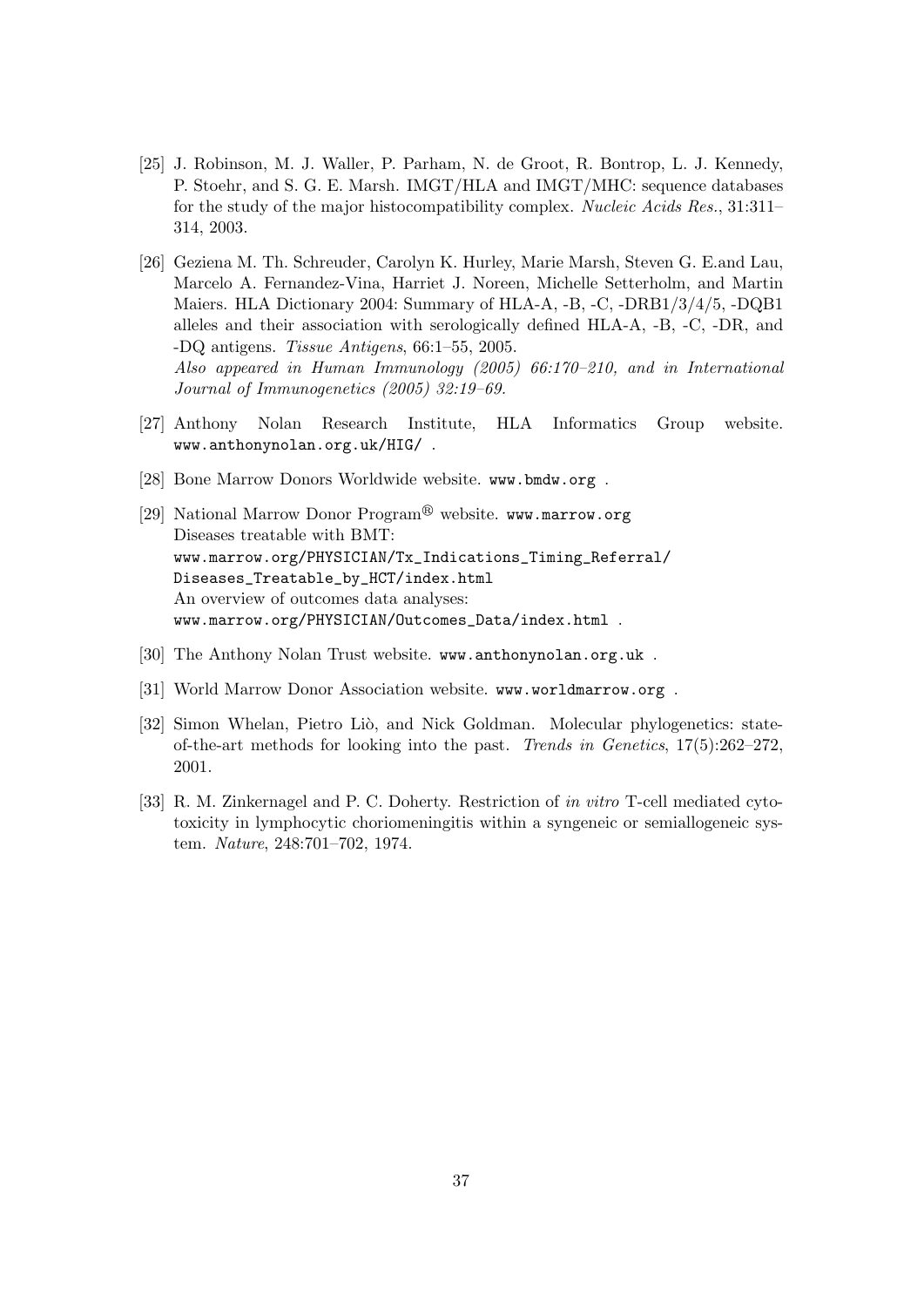[25] J. Robinson, M. J. Waller, P. Parham, N. de Groot, R. Bontrop, L. J. Kennedy, P. Stoehr, and S. G. E. Marsh. IMGT/HLA and IMGT/MHC: sequence databases for the study of the major histocompatibility complex. *Nucleic Acids Res.*, 31:311–314, 2003.

[26] Geziena M. Th. Schreuder, Carolyn K. Hurley, Marie Marsh, Steven G. E.and Lau, Marcelo A. Fernandez-Vina, Harriet J. Noreen, Michelle Setterholm, and Martin Maiers. HLA Dictionary 2004: Summary of HLA-A, -B, -C, -DRB1/3/4/5, -DQB1 alleles and their association with serologically defined HLA-A, -B, -C, -DR, and -DQ antigens. *Tissue Antigens*, 66:1–55, 2005.
*Also appeared in Human Immunology (2005) 66:170–210, and in International Journal of Immunogenetics (2005) 32:19–69.*

[27] Anthony Nolan Research Institute, HLA Informatics Group website. `www.anthonynolan.org.uk/HIG/` .

[28] Bone Marrow Donors Worldwide website. `www.bmdw.org` .

[29] National Marrow Donor Program® website. `www.marrow.org`
Diseases treatable with BMT:
`www.marrow.org/PHYSICIAN/Tx_Indications_Timing_Referral/Diseases_Treatable_by_HCT/index.html`
An overview of outcomes data analyses:
`www.marrow.org/PHYSICIAN/Outcomes_Data/index.html` .

[30] The Anthony Nolan Trust website. `www.anthonynolan.org.uk` .

[31] World Marrow Donor Association website. `www.worldmarrow.org` .

[32] Simon Whelan, Pietro Liò, and Nick Goldman. Molecular phylogenetics: state-of-the-art methods for looking into the past. *Trends in Genetics*, 17(5):262–272, 2001.

[33] R. M. Zinkernagel and P. C. Doherty. Restriction of *in vitro* T-cell mediated cytotoxicity in lymphocytic choriomeningitis within a syngeneic or semiallogeneic system. *Nature*, 248:701–702, 1974.